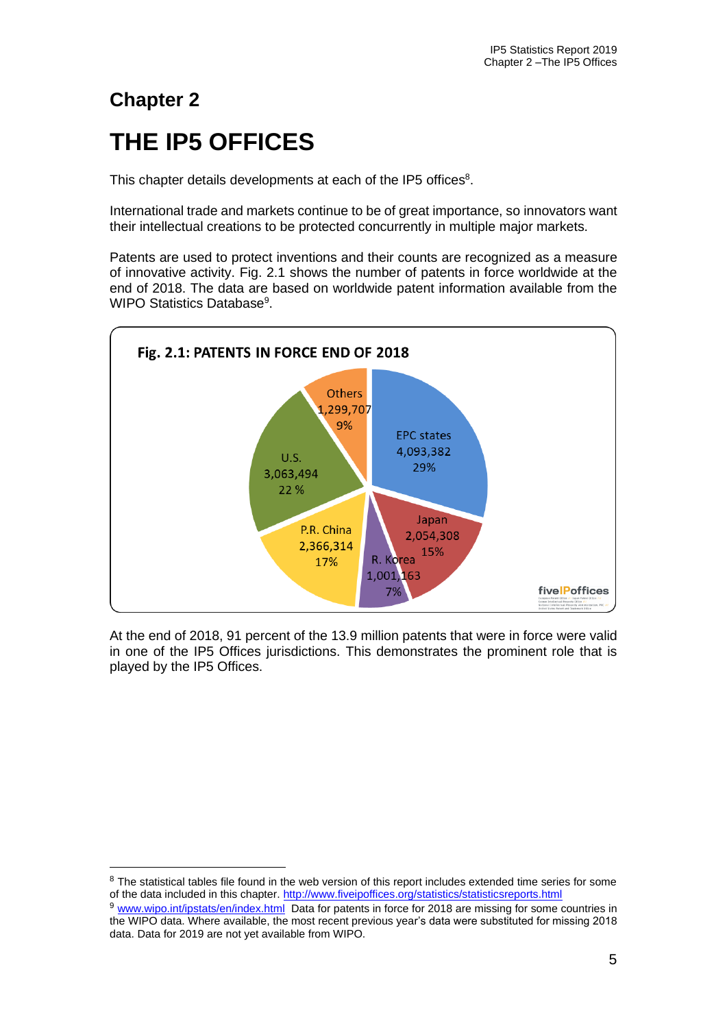# Chapter 2

# THE IP5 OFFICES

This chapter details developments at each of the IP5 offices[8].

International trade and markets continue to be of great importance, so innovators want their intellectual creations to be protected concurrently in multiple major markets.

Patents are used to protect inventions and their counts are recognized as a measure of innovative activity. Fig. 2.1 shows the number of patents in force worldwide at the end of 2018. The data are based on worldwide patent information available from the WIPO Statistics Database[9].

**Fig. 2.1: PATENTS IN FORCE END OF 2018**

| Jurisdiction | Patents in force | Share |
| --- | --- | --- |
| EPC states | 4,093,382 | 29% |
| Japan | 2,054,308 | 15% |
| R. Korea | 1,001,163 | 7% |
| P.R. China | 2,366,314 | 17% |
| U.S. | 3,063,494 | 22 % |
| Others | 1,299,707 | 9% |

At the end of 2018, 91 percent of the 13.9 million patents that were in force were valid in one of the IP5 Offices jurisdictions. This demonstrates the prominent role that is played by the IP5 Offices.

---

[8] The statistical tables file found in the web version of this report includes extended time series for some of the data included in this chapter. http://www.fiveipoffices.org/statistics/statisticsreports.html

[9] www.wipo.int/ipstats/en/index.html Data for patents in force for 2018 are missing for some countries in the WIPO data. Where available, the most recent previous year's data were substituted for missing 2018 data. Data for 2019 are not yet available from WIPO.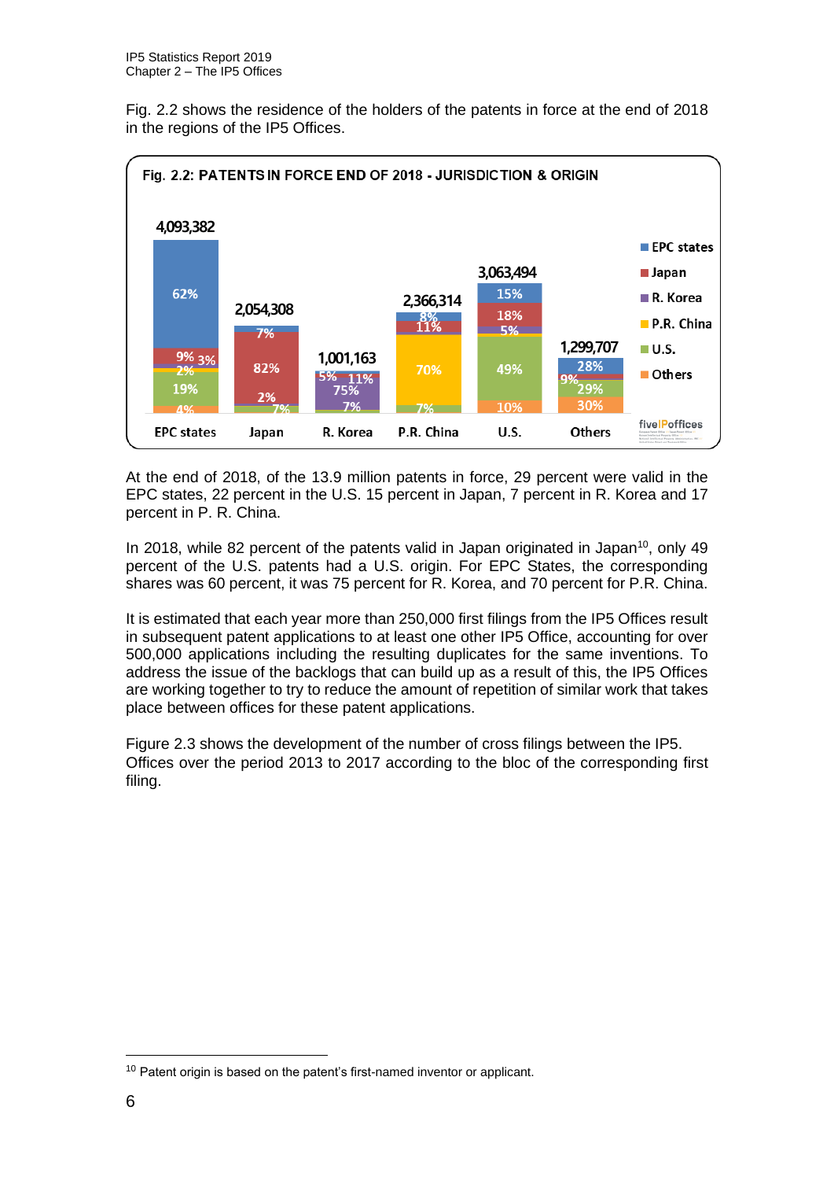Fig. 2.2 shows the residence of the holders of the patents in force at the end of 2018 in the regions of the IP5 Offices.

**Fig. 2.2: PATENTS IN FORCE END OF 2018 - JURISDICTION & ORIGIN**

| Origin | EPC states | Japan | R. Korea | P.R. China | U.S. | Others |
|---|---|---|---|---|---|---|
| Total | 4,093,382 | 2,054,308 | 1,001,163 | 2,366,314 | 3,063,494 | 1,299,707 |
| EPC states | 62% | 7% | 5% | 8% | 15% | 28% |
| Japan | 9% | 82% | 11% | 11% | 18% | 9% |
| R. Korea | 3% | | 75% | | 5% | |
| P.R. China | 2% | | | 70% | | |
| U.S. | 19% | 2% | 7% | 7% | 49% | 29% |
| Others | 4% | 7% | | | 10% | 30% |

At the end of 2018, of the 13.9 million patents in force, 29 percent were valid in the EPC states, 22 percent in the U.S. 15 percent in Japan, 7 percent in R. Korea and 17 percent in P. R. China.

In 2018, while 82 percent of the patents valid in Japan originated in Japan[10], only 49 percent of the U.S. patents had a U.S. origin. For EPC States, the corresponding shares was 60 percent, it was 75 percent for R. Korea, and 70 percent for P.R. China.

It is estimated that each year more than 250,000 first filings from the IP5 Offices result in subsequent patent applications to at least one other IP5 Office, accounting for over 500,000 applications including the resulting duplicates for the same inventions. To address the issue of the backlogs that can build up as a result of this, the IP5 Offices are working together to try to reduce the amount of repetition of similar work that takes place between offices for these patent applications.

Figure 2.3 shows the development of the number of cross filings between the IP5. Offices over the period 2013 to 2017 according to the bloc of the corresponding first filing.

[10] Patent origin is based on the patent's first-named inventor or applicant.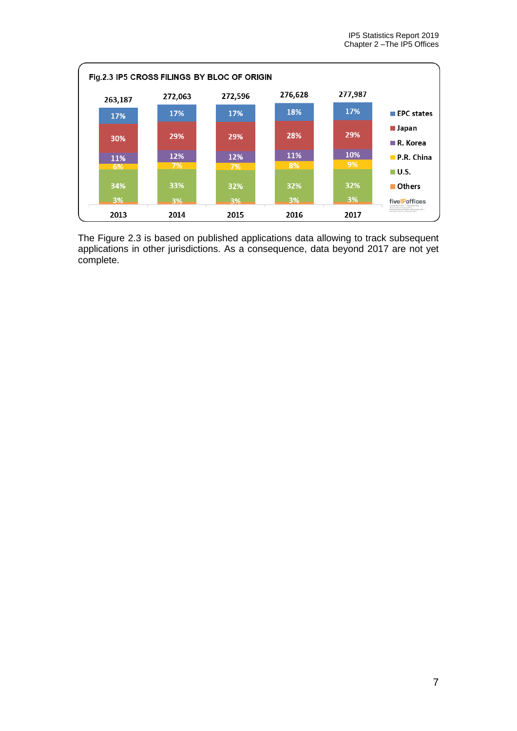**Fig.2.3 IP5 CROSS FILINGS BY BLOC OF ORIGIN**

| | 2013 | 2014 | 2015 | 2016 | 2017 |
|---|---|---|---|---|---|
| Total | 263,187 | 272,063 | 272,596 | 276,628 | 277,987 |
| EPC states | 17% | 17% | 17% | 18% | 17% |
| Japan | 30% | 29% | 29% | 28% | 29% |
| R. Korea | 11% | 12% | 12% | 11% | 10% |
| P.R. China | 6% | 7% | 7% | 8% | 9% |
| U.S. | 34% | 33% | 32% | 32% | 32% |
| Others | 3% | 3% | 3% | 3% | 3% |

The Figure 2.3 is based on published applications data allowing to track subsequent applications in other jurisdictions. As a consequence, data beyond 2017 are not yet complete.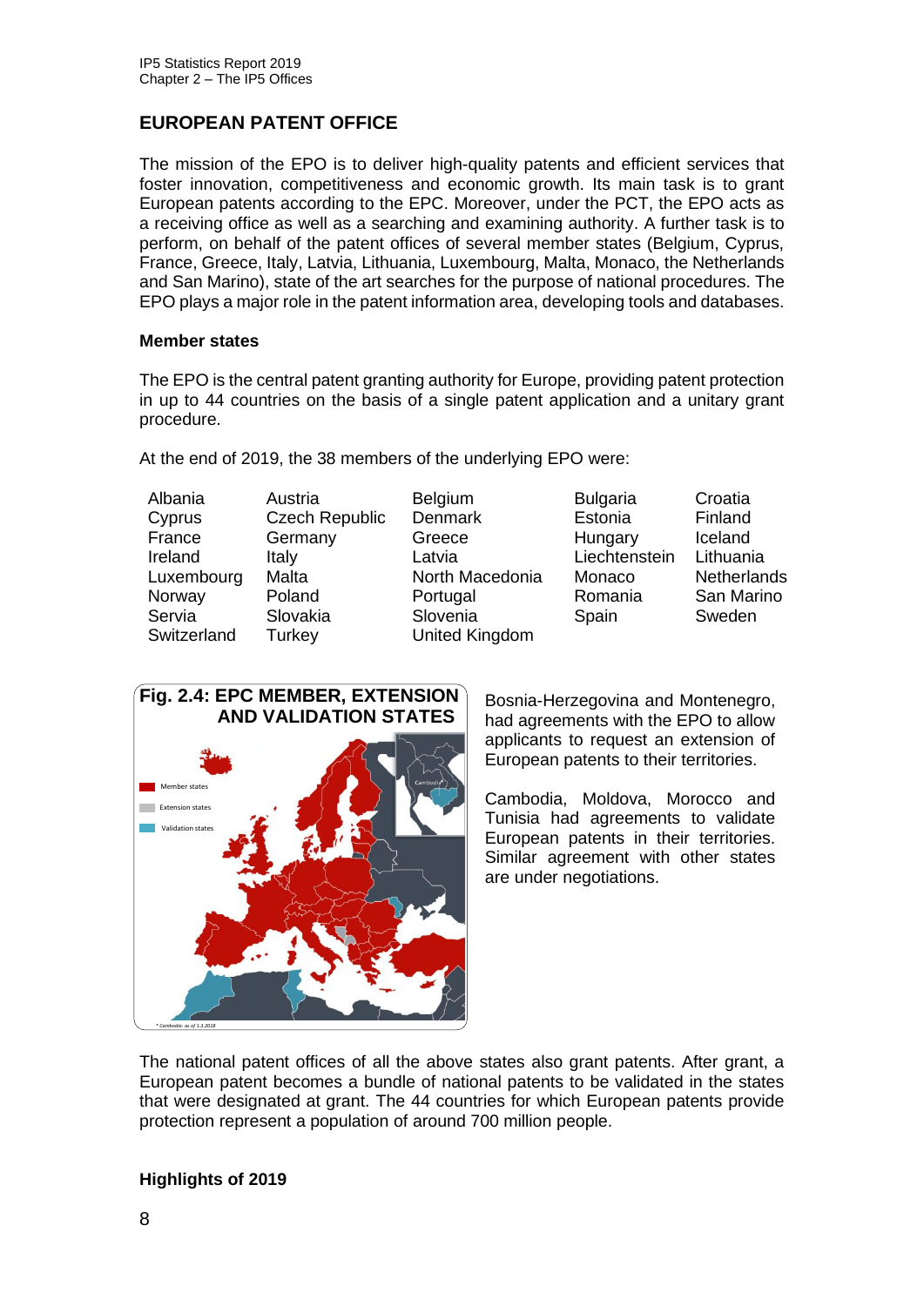## EUROPEAN PATENT OFFICE

The mission of the EPO is to deliver high-quality patents and efficient services that foster innovation, competitiveness and economic growth. Its main task is to grant European patents according to the EPC. Moreover, under the PCT, the EPO acts as a receiving office as well as a searching and examining authority. A further task is to perform, on behalf of the patent offices of several member states (Belgium, Cyprus, France, Greece, Italy, Latvia, Lithuania, Luxembourg, Malta, Monaco, the Netherlands and San Marino), state of the art searches for the purpose of national procedures. The EPO plays a major role in the patent information area, developing tools and databases.

### Member states

The EPO is the central patent granting authority for Europe, providing patent protection in up to 44 countries on the basis of a single patent application and a unitary grant procedure.

At the end of 2019, the 38 members of the underlying EPO were:

| | | | | |
|---|---|---|---|---|
| Albania | Austria | Belgium | Bulgaria | Croatia |
| Cyprus | Czech Republic | Denmark | Estonia | Finland |
| France | Germany | Greece | Hungary | Iceland |
| Ireland | Italy | Latvia | Liechtenstein | Lithuania |
| Luxembourg | Malta | North Macedonia | Monaco | Netherlands |
| Norway | Poland | Portugal | Romania | San Marino |
| Servia | Slovakia | Slovenia | Spain | Sweden |
| Switzerland | Turkey | United Kingdom | | |

**Fig. 2.4: EPC MEMBER, EXTENSION AND VALIDATION STATES**

Member states
Extension states
Validation states

* Cambodia: as of 1.3.2018

Bosnia-Herzegovina and Montenegro, had agreements with the EPO to allow applicants to request an extension of European patents to their territories.

Cambodia, Moldova, Morocco and Tunisia had agreements to validate European patents in their territories. Similar agreement with other states are under negotiations.

The national patent offices of all the above states also grant patents. After grant, a European patent becomes a bundle of national patents to be validated in the states that were designated at grant. The 44 countries for which European patents provide protection represent a population of around 700 million people.

### Highlights of 2019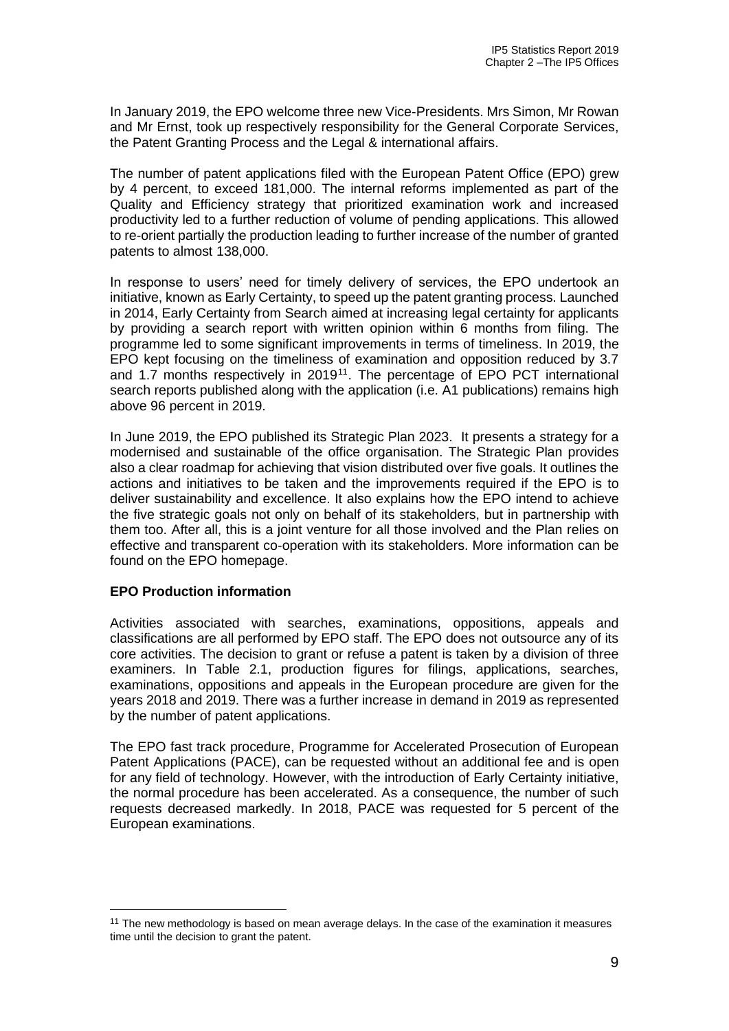In January 2019, the EPO welcome three new Vice-Presidents. Mrs Simon, Mr Rowan and Mr Ernst, took up respectively responsibility for the General Corporate Services, the Patent Granting Process and the Legal & international affairs.

The number of patent applications filed with the European Patent Office (EPO) grew by 4 percent, to exceed 181,000. The internal reforms implemented as part of the Quality and Efficiency strategy that prioritized examination work and increased productivity led to a further reduction of volume of pending applications. This allowed to re-orient partially the production leading to further increase of the number of granted patents to almost 138,000.

In response to users' need for timely delivery of services, the EPO undertook an initiative, known as Early Certainty, to speed up the patent granting process. Launched in 2014, Early Certainty from Search aimed at increasing legal certainty for applicants by providing a search report with written opinion within 6 months from filing. The programme led to some significant improvements in terms of timeliness. In 2019, the EPO kept focusing on the timeliness of examination and opposition reduced by 3.7 and 1.7 months respectively in 2019[11]. The percentage of EPO PCT international search reports published along with the application (i.e. A1 publications) remains high above 96 percent in 2019.

In June 2019, the EPO published its Strategic Plan 2023. It presents a strategy for a modernised and sustainable of the office organisation. The Strategic Plan provides also a clear roadmap for achieving that vision distributed over five goals. It outlines the actions and initiatives to be taken and the improvements required if the EPO is to deliver sustainability and excellence. It also explains how the EPO intend to achieve the five strategic goals not only on behalf of its stakeholders, but in partnership with them too. After all, this is a joint venture for all those involved and the Plan relies on effective and transparent co-operation with its stakeholders. More information can be found on the EPO homepage.

**EPO Production information**

Activities associated with searches, examinations, oppositions, appeals and classifications are all performed by EPO staff. The EPO does not outsource any of its core activities. The decision to grant or refuse a patent is taken by a division of three examiners. In Table 2.1, production figures for filings, applications, searches, examinations, oppositions and appeals in the European procedure are given for the years 2018 and 2019. There was a further increase in demand in 2019 as represented by the number of patent applications.

The EPO fast track procedure, Programme for Accelerated Prosecution of European Patent Applications (PACE), can be requested without an additional fee and is open for any field of technology. However, with the introduction of Early Certainty initiative, the normal procedure has been accelerated. As a consequence, the number of such requests decreased markedly. In 2018, PACE was requested for 5 percent of the European examinations.

[11] The new methodology is based on mean average delays. In the case of the examination it measures time until the decision to grant the patent.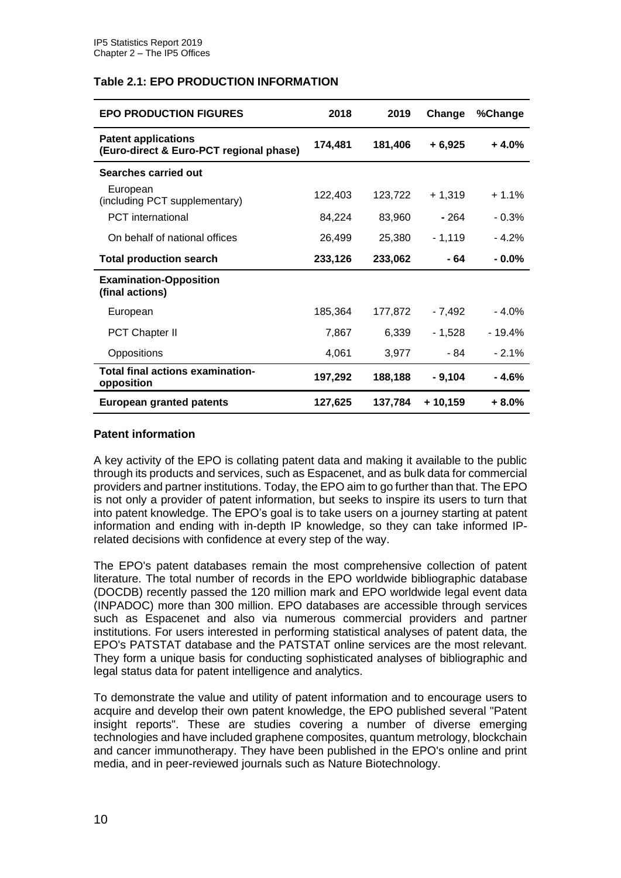### Table 2.1: EPO PRODUCTION INFORMATION

| EPO PRODUCTION FIGURES | 2018 | 2019 | Change | %Change |
|---|---|---|---|---|
| **Patent applications (Euro-direct & Euro-PCT regional phase)** | **174,481** | **181,406** | **+ 6,925** | **+ 4.0%** |
| **Searches carried out** | | | | |
| European (including PCT supplementary) | 122,403 | 123,722 | + 1,319 | + 1.1% |
| PCT international | 84,224 | 83,960 | - 264 | - 0.3% |
| On behalf of national offices | 26,499 | 25,380 | - 1,119 | - 4.2% |
| **Total production search** | **233,126** | **233,062** | **- 64** | **- 0.0%** |
| **Examination-Opposition (final actions)** | | | | |
| European | 185,364 | 177,872 | - 7,492 | - 4.0% |
| PCT Chapter II | 7,867 | 6,339 | - 1,528 | - 19.4% |
| Oppositions | 4,061 | 3,977 | - 84 | - 2.1% |
| **Total final actions examination-opposition** | **197,292** | **188,188** | **- 9,104** | **- 4.6%** |
| **European granted patents** | **127,625** | **137,784** | **+ 10,159** | **+ 8.0%** |

### Patent information

A key activity of the EPO is collating patent data and making it available to the public through its products and services, such as Espacenet, and as bulk data for commercial providers and partner institutions. Today, the EPO aim to go further than that. The EPO is not only a provider of patent information, but seeks to inspire its users to turn that into patent knowledge. The EPO's goal is to take users on a journey starting at patent information and ending with in-depth IP knowledge, so they can take informed IP-related decisions with confidence at every step of the way.

The EPO's patent databases remain the most comprehensive collection of patent literature. The total number of records in the EPO worldwide bibliographic database (DOCDB) recently passed the 120 million mark and EPO worldwide legal event data (INPADOC) more than 300 million. EPO databases are accessible through services such as Espacenet and also via numerous commercial providers and partner institutions. For users interested in performing statistical analyses of patent data, the EPO's PATSTAT database and the PATSTAT online services are the most relevant. They form a unique basis for conducting sophisticated analyses of bibliographic and legal status data for patent intelligence and analytics.

To demonstrate the value and utility of patent information and to encourage users to acquire and develop their own patent knowledge, the EPO published several "Patent insight reports". These are studies covering a number of diverse emerging technologies and have included graphene composites, quantum metrology, blockchain and cancer immunotherapy. They have been published in the EPO's online and print media, and in peer-reviewed journals such as Nature Biotechnology.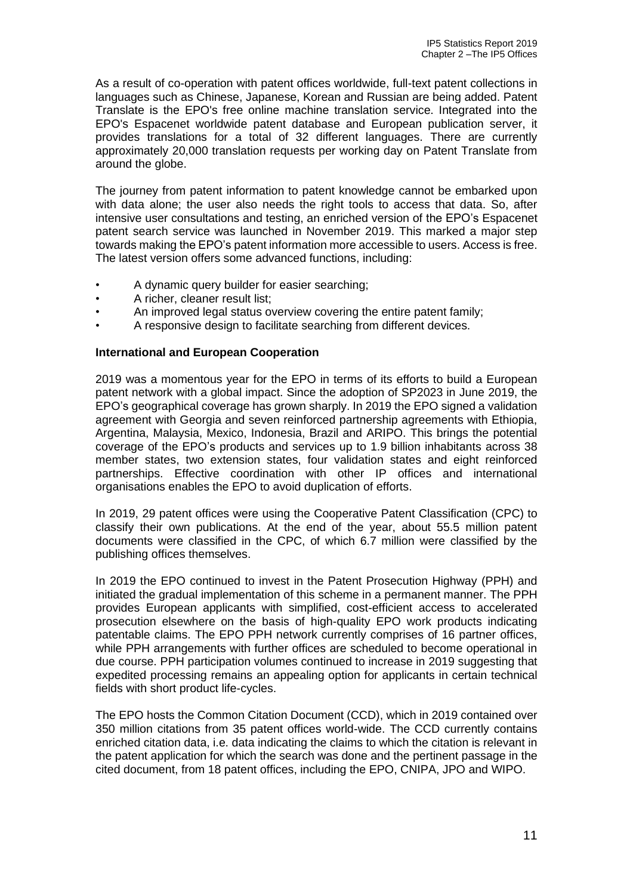As a result of co-operation with patent offices worldwide, full-text patent collections in languages such as Chinese, Japanese, Korean and Russian are being added. Patent Translate is the EPO's free online machine translation service. Integrated into the EPO's Espacenet worldwide patent database and European publication server, it provides translations for a total of 32 different languages. There are currently approximately 20,000 translation requests per working day on Patent Translate from around the globe.

The journey from patent information to patent knowledge cannot be embarked upon with data alone; the user also needs the right tools to access that data. So, after intensive user consultations and testing, an enriched version of the EPO's Espacenet patent search service was launched in November 2019. This marked a major step towards making the EPO's patent information more accessible to users. Access is free. The latest version offers some advanced functions, including:

- A dynamic query builder for easier searching;
- A richer, cleaner result list;
- An improved legal status overview covering the entire patent family;
- A responsive design to facilitate searching from different devices.

**International and European Cooperation**

2019 was a momentous year for the EPO in terms of its efforts to build a European patent network with a global impact. Since the adoption of SP2023 in June 2019, the EPO's geographical coverage has grown sharply. In 2019 the EPO signed a validation agreement with Georgia and seven reinforced partnership agreements with Ethiopia, Argentina, Malaysia, Mexico, Indonesia, Brazil and ARIPO. This brings the potential coverage of the EPO's products and services up to 1.9 billion inhabitants across 38 member states, two extension states, four validation states and eight reinforced partnerships. Effective coordination with other IP offices and international organisations enables the EPO to avoid duplication of efforts.

In 2019, 29 patent offices were using the Cooperative Patent Classification (CPC) to classify their own publications. At the end of the year, about 55.5 million patent documents were classified in the CPC, of which 6.7 million were classified by the publishing offices themselves.

In 2019 the EPO continued to invest in the Patent Prosecution Highway (PPH) and initiated the gradual implementation of this scheme in a permanent manner. The PPH provides European applicants with simplified, cost-efficient access to accelerated prosecution elsewhere on the basis of high-quality EPO work products indicating patentable claims. The EPO PPH network currently comprises of 16 partner offices, while PPH arrangements with further offices are scheduled to become operational in due course. PPH participation volumes continued to increase in 2019 suggesting that expedited processing remains an appealing option for applicants in certain technical fields with short product life-cycles.

The EPO hosts the Common Citation Document (CCD), which in 2019 contained over 350 million citations from 35 patent offices world-wide. The CCD currently contains enriched citation data, i.e. data indicating the claims to which the citation is relevant in the patent application for which the search was done and the pertinent passage in the cited document, from 18 patent offices, including the EPO, CNIPA, JPO and WIPO.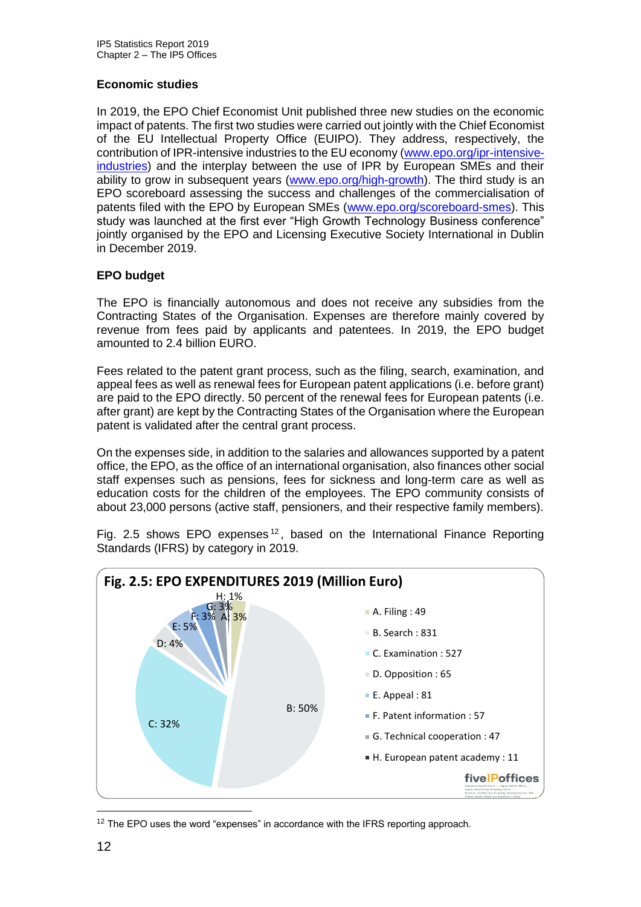### Economic studies

In 2019, the EPO Chief Economist Unit published three new studies on the economic impact of patents. The first two studies were carried out jointly with the Chief Economist of the EU Intellectual Property Office (EUIPO). They address, respectively, the contribution of IPR-intensive industries to the EU economy (www.epo.org/ipr-intensive-industries) and the interplay between the use of IPR by European SMEs and their ability to grow in subsequent years (www.epo.org/high-growth). The third study is an EPO scoreboard assessing the success and challenges of the commercialisation of patents filed with the EPO by European SMEs (www.epo.org/scoreboard-smes). This study was launched at the first ever "High Growth Technology Business conference" jointly organised by the EPO and Licensing Executive Society International in Dublin in December 2019.

### EPO budget

The EPO is financially autonomous and does not receive any subsidies from the Contracting States of the Organisation. Expenses are therefore mainly covered by revenue from fees paid by applicants and patentees. In 2019, the EPO budget amounted to 2.4 billion EURO.

Fees related to the patent grant process, such as the filing, search, examination, and appeal fees as well as renewal fees for European patent applications (i.e. before grant) are paid to the EPO directly. 50 percent of the renewal fees for European patents (i.e. after grant) are kept by the Contracting States of the Organisation where the European patent is validated after the central grant process.

On the expenses side, in addition to the salaries and allowances supported by a patent office, the EPO, as the office of an international organisation, also finances other social staff expenses such as pensions, fees for sickness and long-term care as well as education costs for the children of the employees. The EPO community consists of about 23,000 persons (active staff, pensioners, and their respective family members).

Fig. 2.5 shows EPO expenses[12], based on the International Finance Reporting Standards (IFRS) by category in 2019.

**Fig. 2.5: EPO EXPENDITURES 2019 (Million Euro)**

| Category | Million Euro | Share |
|---|---|---|
| A. Filing | 49 | 3% |
| B. Search | 831 | 50% |
| C. Examination | 527 | 32% |
| D. Opposition | 65 | 4% |
| E. Appeal | 81 | 5% |
| F. Patent information | 57 | 3% |
| G. Technical cooperation | 47 | 3% |
| H. European patent academy | 11 | 1% |

[12] The EPO uses the word "expenses" in accordance with the IFRS reporting approach.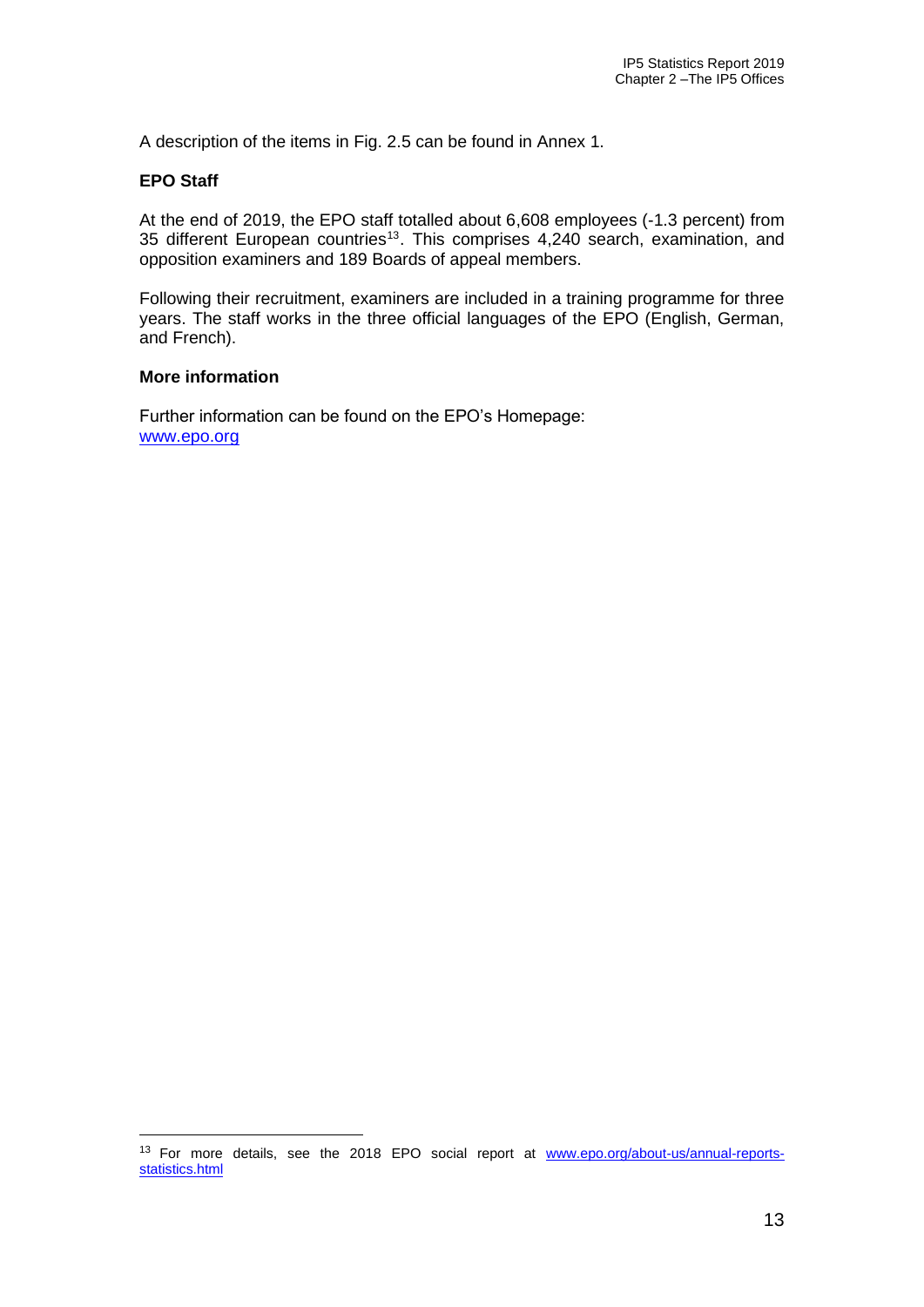A description of the items in Fig. 2.5 can be found in Annex 1.

**EPO Staff**

At the end of 2019, the EPO staff totalled about 6,608 employees (-1.3 percent) from 35 different European countries[13]. This comprises 4,240 search, examination, and opposition examiners and 189 Boards of appeal members.

Following their recruitment, examiners are included in a training programme for three years. The staff works in the three official languages of the EPO (English, German, and French).

**More information**

Further information can be found on the EPO's Homepage:
[www.epo.org](www.epo.org)

[13] For more details, see the 2018 EPO social report at [www.epo.org/about-us/annual-reports-statistics.html](www.epo.org/about-us/annual-reports-statistics.html)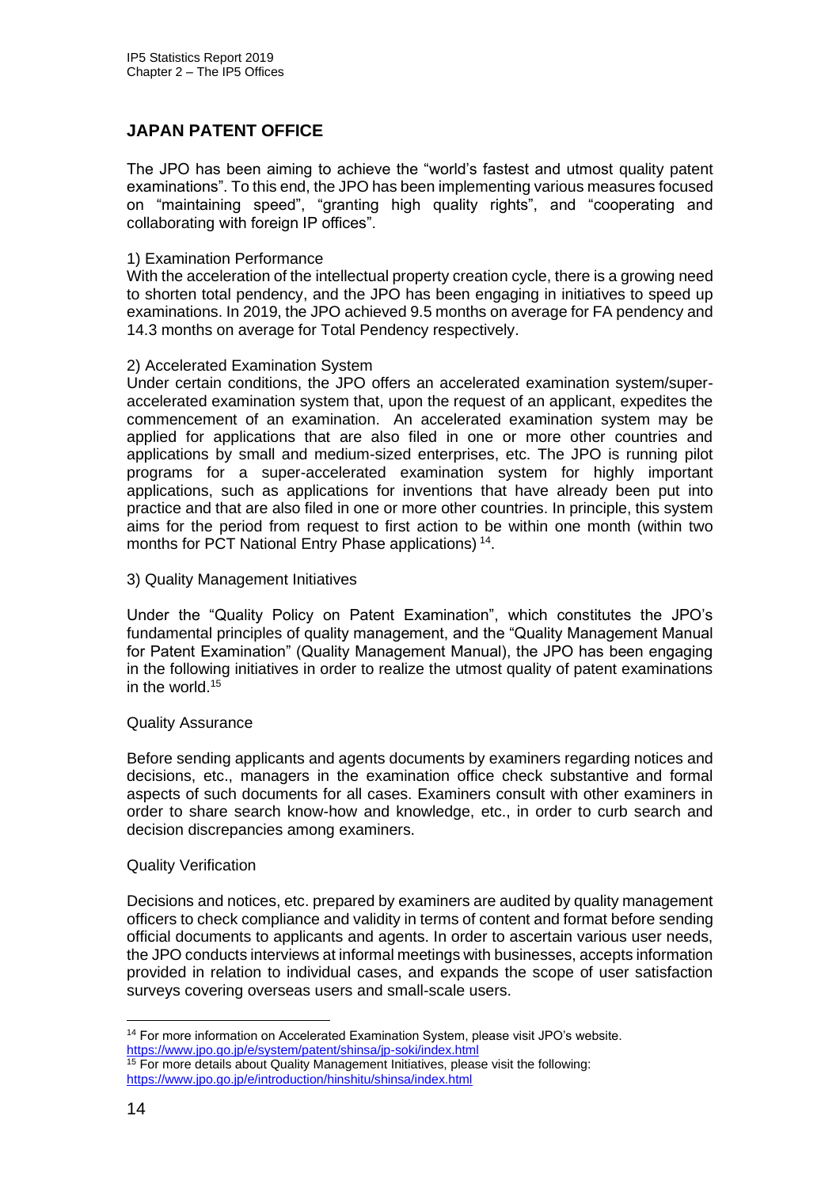## JAPAN PATENT OFFICE

The JPO has been aiming to achieve the "world's fastest and utmost quality patent examinations". To this end, the JPO has been implementing various measures focused on "maintaining speed", "granting high quality rights", and "cooperating and collaborating with foreign IP offices".

1) Examination Performance

With the acceleration of the intellectual property creation cycle, there is a growing need to shorten total pendency, and the JPO has been engaging in initiatives to speed up examinations. In 2019, the JPO achieved 9.5 months on average for FA pendency and 14.3 months on average for Total Pendency respectively.

2) Accelerated Examination System

Under certain conditions, the JPO offers an accelerated examination system/super-accelerated examination system that, upon the request of an applicant, expedites the commencement of an examination. An accelerated examination system may be applied for applications that are also filed in one or more other countries and applications by small and medium-sized enterprises, etc. The JPO is running pilot programs for a super-accelerated examination system for highly important applications, such as applications for inventions that have already been put into practice and that are also filed in one or more other countries. In principle, this system aims for the period from request to first action to be within one month (within two months for PCT National Entry Phase applications) [14].

3) Quality Management Initiatives

Under the "Quality Policy on Patent Examination", which constitutes the JPO's fundamental principles of quality management, and the "Quality Management Manual for Patent Examination" (Quality Management Manual), the JPO has been engaging in the following initiatives in order to realize the utmost quality of patent examinations in the world.[15]

Quality Assurance

Before sending applicants and agents documents by examiners regarding notices and decisions, etc., managers in the examination office check substantive and formal aspects of such documents for all cases. Examiners consult with other examiners in order to share search know-how and knowledge, etc., in order to curb search and decision discrepancies among examiners.

Quality Verification

Decisions and notices, etc. prepared by examiners are audited by quality management officers to check compliance and validity in terms of content and format before sending official documents to applicants and agents. In order to ascertain various user needs, the JPO conducts interviews at informal meetings with businesses, accepts information provided in relation to individual cases, and expands the scope of user satisfaction surveys covering overseas users and small-scale users.

---

[14] For more information on Accelerated Examination System, please visit JPO's website. https://www.jpo.go.jp/e/system/patent/shinsa/jp-soki/index.html

[15] For more details about Quality Management Initiatives, please visit the following: https://www.jpo.go.jp/e/introduction/hinshitu/shinsa/index.html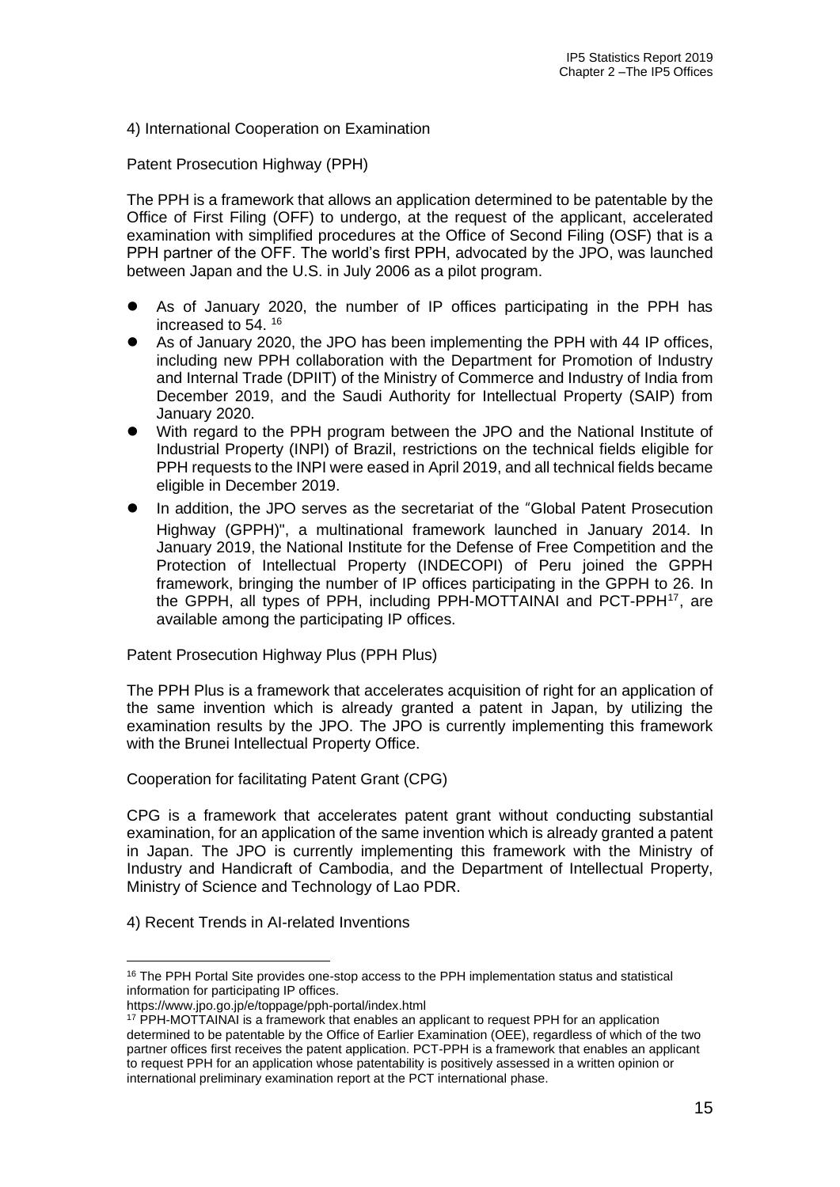### 4) International Cooperation on Examination

#### Patent Prosecution Highway (PPH)

The PPH is a framework that allows an application determined to be patentable by the Office of First Filing (OFF) to undergo, at the request of the applicant, accelerated examination with simplified procedures at the Office of Second Filing (OSF) that is a PPH partner of the OFF. The world's first PPH, advocated by the JPO, was launched between Japan and the U.S. in July 2006 as a pilot program.

- As of January 2020, the number of IP offices participating in the PPH has increased to 54. [16]
- As of January 2020, the JPO has been implementing the PPH with 44 IP offices, including new PPH collaboration with the Department for Promotion of Industry and Internal Trade (DPIIT) of the Ministry of Commerce and Industry of India from December 2019, and the Saudi Authority for Intellectual Property (SAIP) from January 2020.
- With regard to the PPH program between the JPO and the National Institute of Industrial Property (INPI) of Brazil, restrictions on the technical fields eligible for PPH requests to the INPI were eased in April 2019, and all technical fields became eligible in December 2019.
- In addition, the JPO serves as the secretariat of the "Global Patent Prosecution Highway (GPPH)", a multinational framework launched in January 2014. In January 2019, the National Institute for the Defense of Free Competition and the Protection of Intellectual Property (INDECOPI) of Peru joined the GPPH framework, bringing the number of IP offices participating in the GPPH to 26. In the GPPH, all types of PPH, including PPH-MOTTAINAI and PCT-PPH[17], are available among the participating IP offices.

#### Patent Prosecution Highway Plus (PPH Plus)

The PPH Plus is a framework that accelerates acquisition of right for an application of the same invention which is already granted a patent in Japan, by utilizing the examination results by the JPO. The JPO is currently implementing this framework with the Brunei Intellectual Property Office.

#### Cooperation for facilitating Patent Grant (CPG)

CPG is a framework that accelerates patent grant without conducting substantial examination, for an application of the same invention which is already granted a patent in Japan. The JPO is currently implementing this framework with the Ministry of Industry and Handicraft of Cambodia, and the Department of Intellectual Property, Ministry of Science and Technology of Lao PDR.

### 4) Recent Trends in AI-related Inventions

---

[16] The PPH Portal Site provides one-stop access to the PPH implementation status and statistical information for participating IP offices.
https://www.jpo.go.jp/e/toppage/pph-portal/index.html

[17] PPH-MOTTAINAI is a framework that enables an applicant to request PPH for an application determined to be patentable by the Office of Earlier Examination (OEE), regardless of which of the two partner offices first receives the patent application. PCT-PPH is a framework that enables an applicant to request PPH for an application whose patentability is positively assessed in a written opinion or international preliminary examination report at the PCT international phase.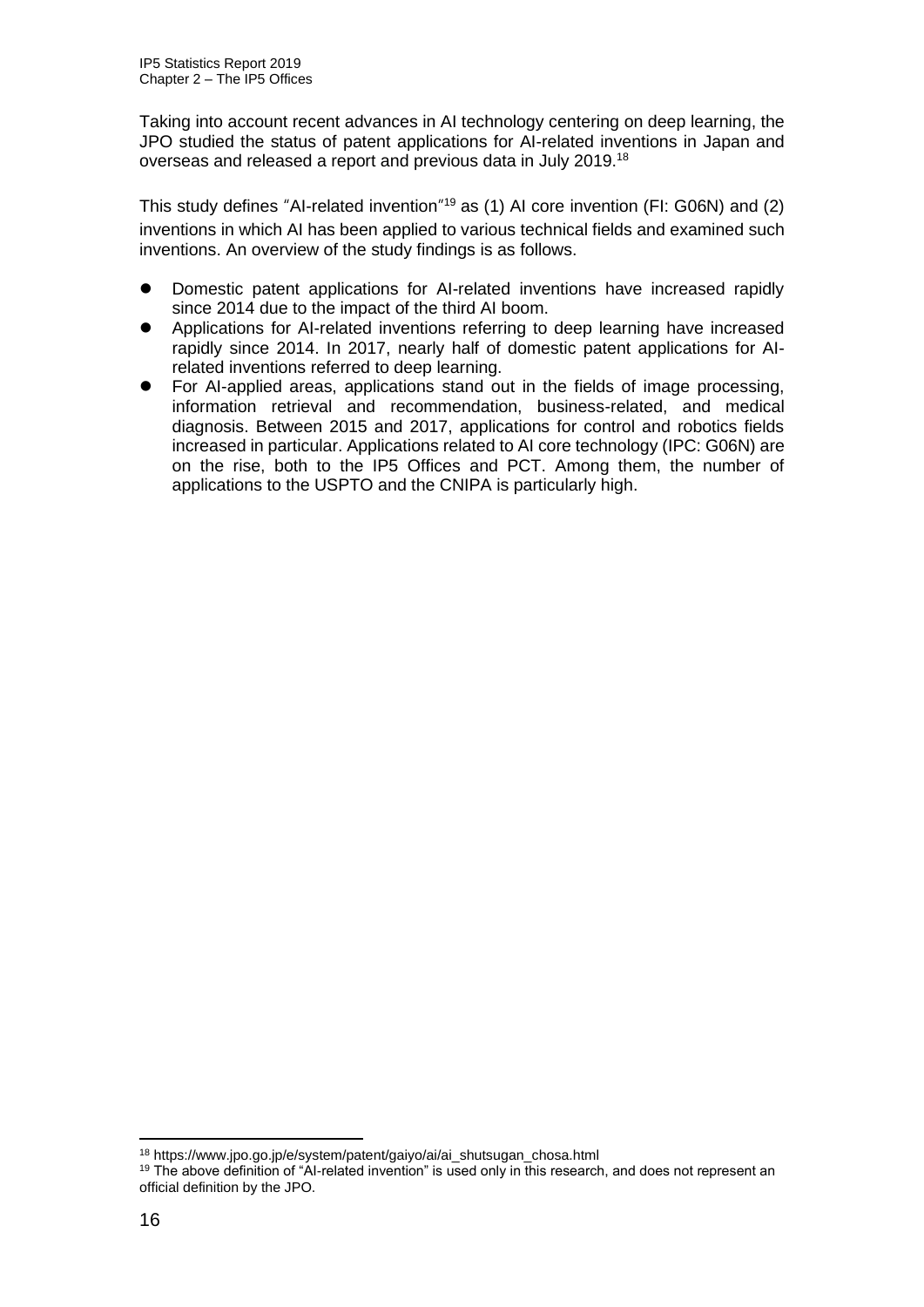Taking into account recent advances in AI technology centering on deep learning, the JPO studied the status of patent applications for AI-related inventions in Japan and overseas and released a report and previous data in July 2019.[18]

This study defines "AI-related invention"[19] as (1) AI core invention (FI: G06N) and (2) inventions in which AI has been applied to various technical fields and examined such inventions. An overview of the study findings is as follows.

- Domestic patent applications for AI-related inventions have increased rapidly since 2014 due to the impact of the third AI boom.
- Applications for AI-related inventions referring to deep learning have increased rapidly since 2014. In 2017, nearly half of domestic patent applications for AI-related inventions referred to deep learning.
- For AI-applied areas, applications stand out in the fields of image processing, information retrieval and recommendation, business-related, and medical diagnosis. Between 2015 and 2017, applications for control and robotics fields increased in particular. Applications related to AI core technology (IPC: G06N) are on the rise, both to the IP5 Offices and PCT. Among them, the number of applications to the USPTO and the CNIPA is particularly high.

---

[18] https://www.jpo.go.jp/e/system/patent/gaiyo/ai/ai_shutsugan_chosa.html

[19] The above definition of "AI-related invention" is used only in this research, and does not represent an official definition by the JPO.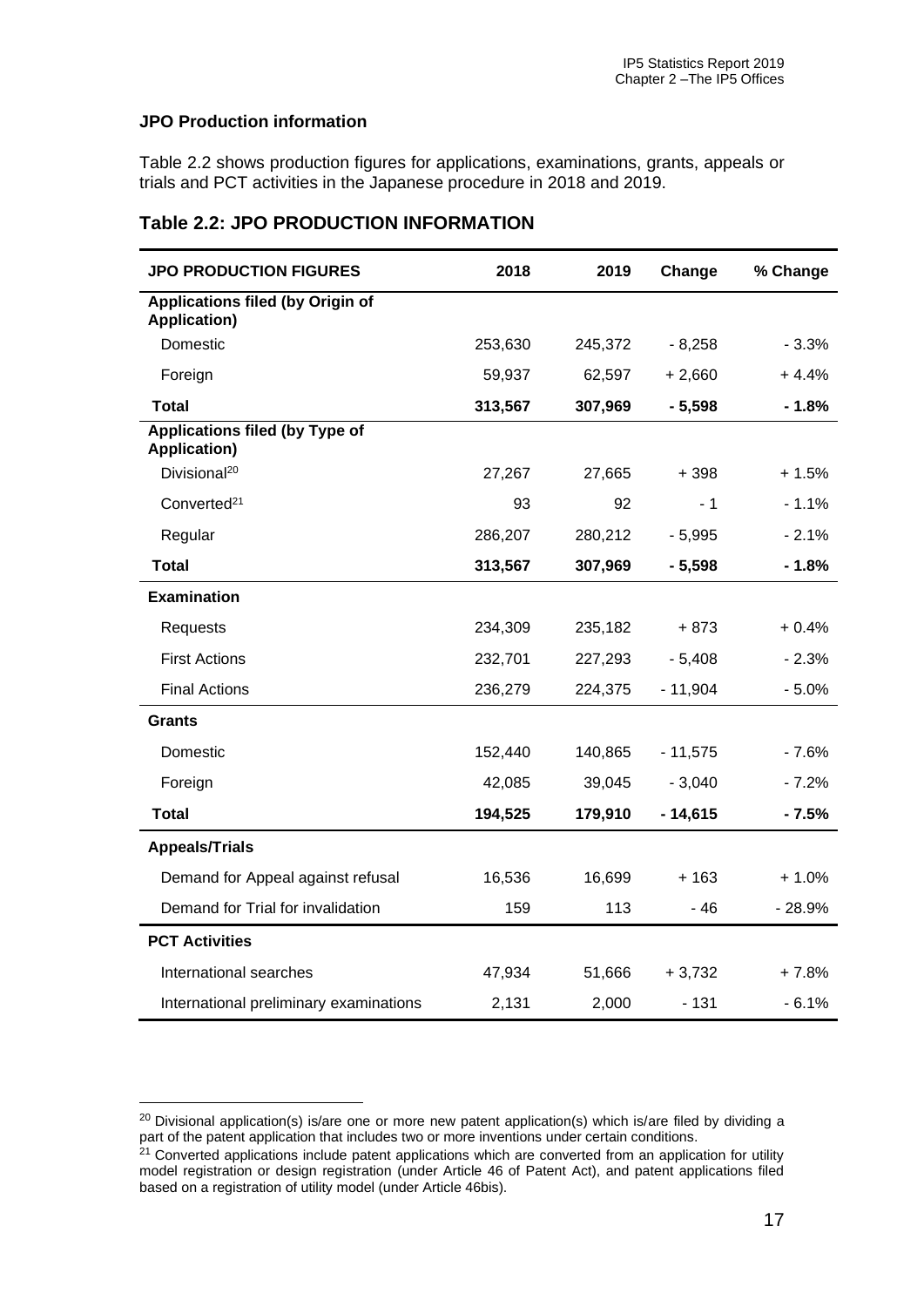**JPO Production information**

Table 2.2 shows production figures for applications, examinations, grants, appeals or trials and PCT activities in the Japanese procedure in 2018 and 2019.

## Table 2.2: JPO PRODUCTION INFORMATION

| JPO PRODUCTION FIGURES | 2018 | 2019 | Change | % Change |
|---|---|---|---|---|
| **Applications filed (by Origin of Application)** | | | | |
| Domestic | 253,630 | 245,372 | - 8,258 | - 3.3% |
| Foreign | 59,937 | 62,597 | + 2,660 | + 4.4% |
| **Total** | **313,567** | **307,969** | **- 5,598** | **- 1.8%** |
| **Applications filed (by Type of Application)** | | | | |
| Divisional[20] | 27,267 | 27,665 | + 398 | + 1.5% |
| Converted[21] | 93 | 92 | - 1 | - 1.1% |
| Regular | 286,207 | 280,212 | - 5,995 | - 2.1% |
| **Total** | **313,567** | **307,969** | **- 5,598** | **- 1.8%** |
| **Examination** | | | | |
| Requests | 234,309 | 235,182 | + 873 | + 0.4% |
| First Actions | 232,701 | 227,293 | - 5,408 | - 2.3% |
| Final Actions | 236,279 | 224,375 | - 11,904 | - 5.0% |
| **Grants** | | | | |
| Domestic | 152,440 | 140,865 | - 11,575 | - 7.6% |
| Foreign | 42,085 | 39,045 | - 3,040 | - 7.2% |
| **Total** | **194,525** | **179,910** | **- 14,615** | **- 7.5%** |
| **Appeals/Trials** | | | | |
| Demand for Appeal against refusal | 16,536 | 16,699 | + 163 | + 1.0% |
| Demand for Trial for invalidation | 159 | 113 | - 46 | - 28.9% |
| **PCT Activities** | | | | |
| International searches | 47,934 | 51,666 | + 3,732 | + 7.8% |
| International preliminary examinations | 2,131 | 2,000 | - 131 | - 6.1% |

[20] Divisional application(s) is/are one or more new patent application(s) which is/are filed by dividing a part of the patent application that includes two or more inventions under certain conditions.

[21] Converted applications include patent applications which are converted from an application for utility model registration or design registration (under Article 46 of Patent Act), and patent applications filed based on a registration of utility model (under Article 46bis).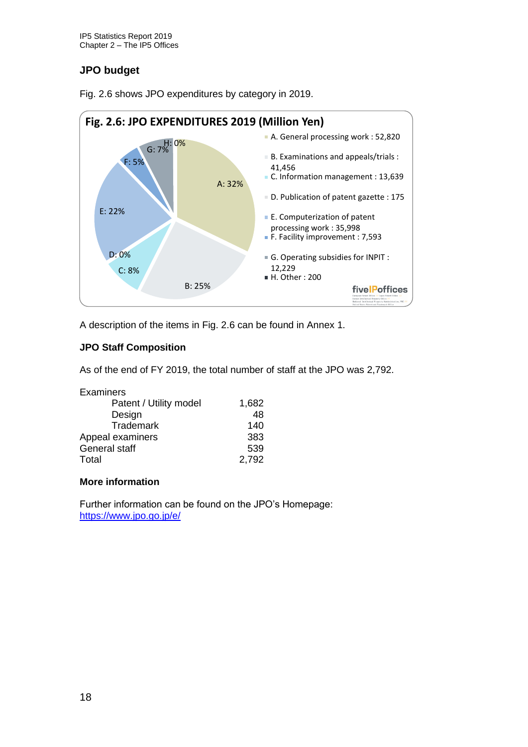## JPO budget

Fig. 2.6 shows JPO expenditures by category in 2019.

**Fig. 2.6: JPO EXPENDITURES 2019 (Million Yen)**

- A. General processing work : 52,820
- B. Examinations and appeals/trials : 41,456
- C. Information management : 13,639
- D. Publication of patent gazette : 175
- E. Computerization of patent processing work : 35,998
- F. Facility improvement : 7,593
- G. Operating subsidies for INPIT : 12,229
- H. Other : 200

A: 32%, B: 25%, C: 8%, D: 0%, E: 22%, F: 5%, G: 7%, H: 0%

A description of the items in Fig. 2.6 can be found in Annex 1.

### JPO Staff Composition

As of the end of FY 2019, the total number of staff at the JPO was 2,792.

| | |
|---|---:|
| Examiners | |
| Patent / Utility model | 1,682 |
| Design | 48 |
| Trademark | 140 |
| Appeal examiners | 383 |
| General staff | 539 |
| Total | 2,792 |

### More information

Further information can be found on the JPO's Homepage:
https://www.jpo.go.jp/e/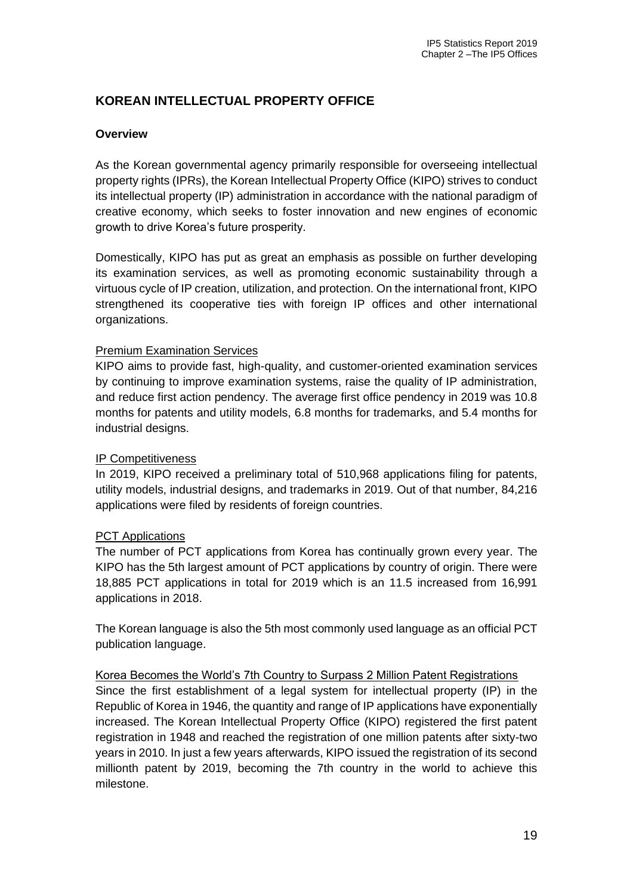## KOREAN INTELLECTUAL PROPERTY OFFICE

### Overview

As the Korean governmental agency primarily responsible for overseeing intellectual property rights (IPRs), the Korean Intellectual Property Office (KIPO) strives to conduct its intellectual property (IP) administration in accordance with the national paradigm of creative economy, which seeks to foster innovation and new engines of economic growth to drive Korea's future prosperity.

Domestically, KIPO has put as great an emphasis as possible on further developing its examination services, as well as promoting economic sustainability through a virtuous cycle of IP creation, utilization, and protection. On the international front, KIPO strengthened its cooperative ties with foreign IP offices and other international organizations.

#### Premium Examination Services

KIPO aims to provide fast, high-quality, and customer-oriented examination services by continuing to improve examination systems, raise the quality of IP administration, and reduce first action pendency. The average first office pendency in 2019 was 10.8 months for patents and utility models, 6.8 months for trademarks, and 5.4 months for industrial designs.

#### IP Competitiveness

In 2019, KIPO received a preliminary total of 510,968 applications filing for patents, utility models, industrial designs, and trademarks in 2019. Out of that number, 84,216 applications were filed by residents of foreign countries.

#### PCT Applications

The number of PCT applications from Korea has continually grown every year. The KIPO has the 5th largest amount of PCT applications by country of origin. There were 18,885 PCT applications in total for 2019 which is an 11.5 increased from 16,991 applications in 2018.

The Korean language is also the 5th most commonly used language as an official PCT publication language.

#### Korea Becomes the World's 7th Country to Surpass 2 Million Patent Registrations

Since the first establishment of a legal system for intellectual property (IP) in the Republic of Korea in 1946, the quantity and range of IP applications have exponentially increased. The Korean Intellectual Property Office (KIPO) registered the first patent registration in 1948 and reached the registration of one million patents after sixty-two years in 2010. In just a few years afterwards, KIPO issued the registration of its second millionth patent by 2019, becoming the 7th country in the world to achieve this milestone.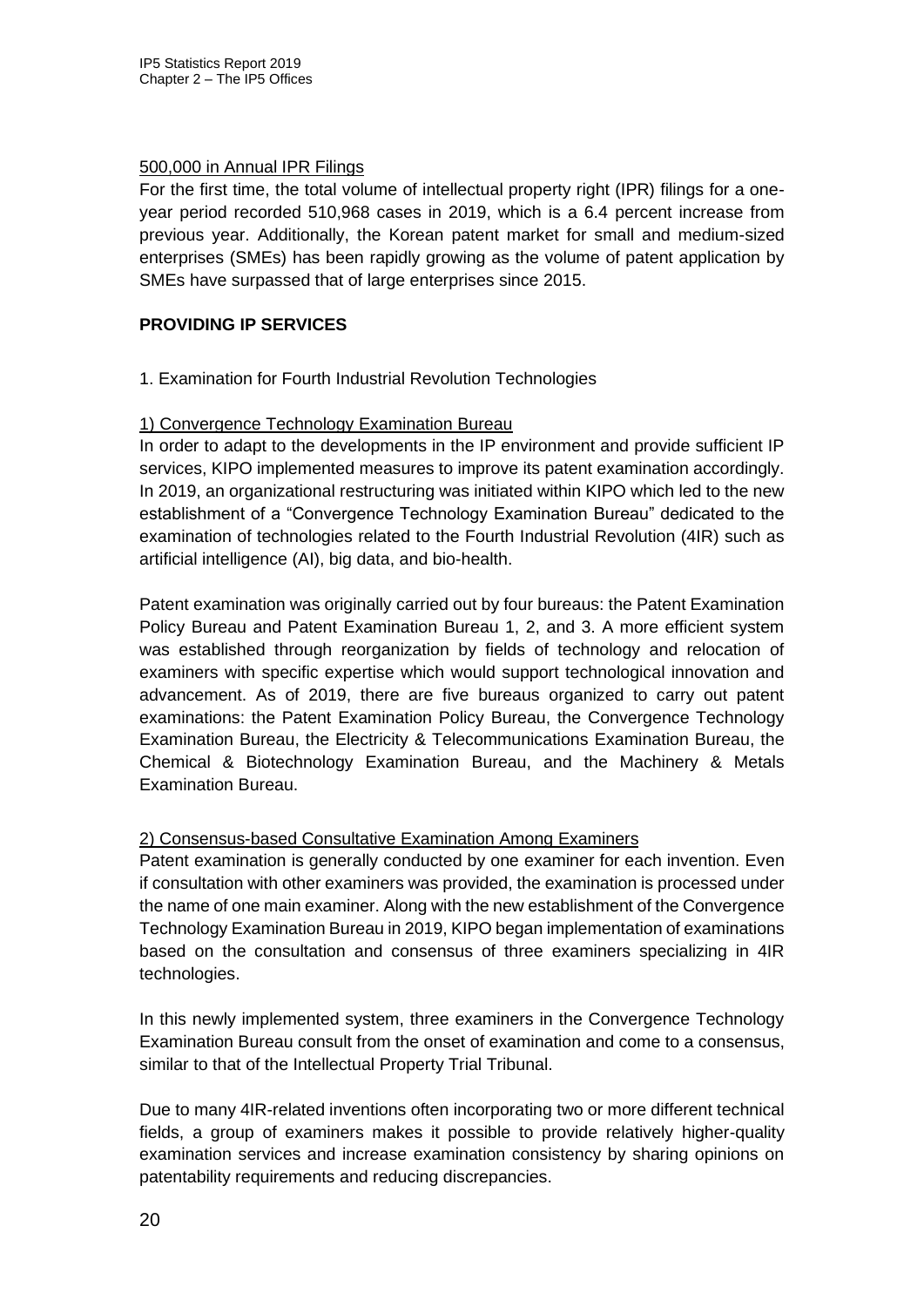<u>500,000 in Annual IPR Filings</u>

For the first time, the total volume of intellectual property right (IPR) filings for a one-year period recorded 510,968 cases in 2019, which is a 6.4 percent increase from previous year. Additionally, the Korean patent market for small and medium-sized enterprises (SMEs) has been rapidly growing as the volume of patent application by SMEs have surpassed that of large enterprises since 2015.

**PROVIDING IP SERVICES**

1. Examination for Fourth Industrial Revolution Technologies

<u>1) Convergence Technology Examination Bureau</u>

In order to adapt to the developments in the IP environment and provide sufficient IP services, KIPO implemented measures to improve its patent examination accordingly. In 2019, an organizational restructuring was initiated within KIPO which led to the new establishment of a "Convergence Technology Examination Bureau" dedicated to the examination of technologies related to the Fourth Industrial Revolution (4IR) such as artificial intelligence (AI), big data, and bio-health.

Patent examination was originally carried out by four bureaus: the Patent Examination Policy Bureau and Patent Examination Bureau 1, 2, and 3. A more efficient system was established through reorganization by fields of technology and relocation of examiners with specific expertise which would support technological innovation and advancement. As of 2019, there are five bureaus organized to carry out patent examinations: the Patent Examination Policy Bureau, the Convergence Technology Examination Bureau, the Electricity & Telecommunications Examination Bureau, the Chemical & Biotechnology Examination Bureau, and the Machinery & Metals Examination Bureau.

<u>2) Consensus-based Consultative Examination Among Examiners</u>

Patent examination is generally conducted by one examiner for each invention. Even if consultation with other examiners was provided, the examination is processed under the name of one main examiner. Along with the new establishment of the Convergence Technology Examination Bureau in 2019, KIPO began implementation of examinations based on the consultation and consensus of three examiners specializing in 4IR technologies.

In this newly implemented system, three examiners in the Convergence Technology Examination Bureau consult from the onset of examination and come to a consensus, similar to that of the Intellectual Property Trial Tribunal.

Due to many 4IR-related inventions often incorporating two or more different technical fields, a group of examiners makes it possible to provide relatively higher-quality examination services and increase examination consistency by sharing opinions on patentability requirements and reducing discrepancies.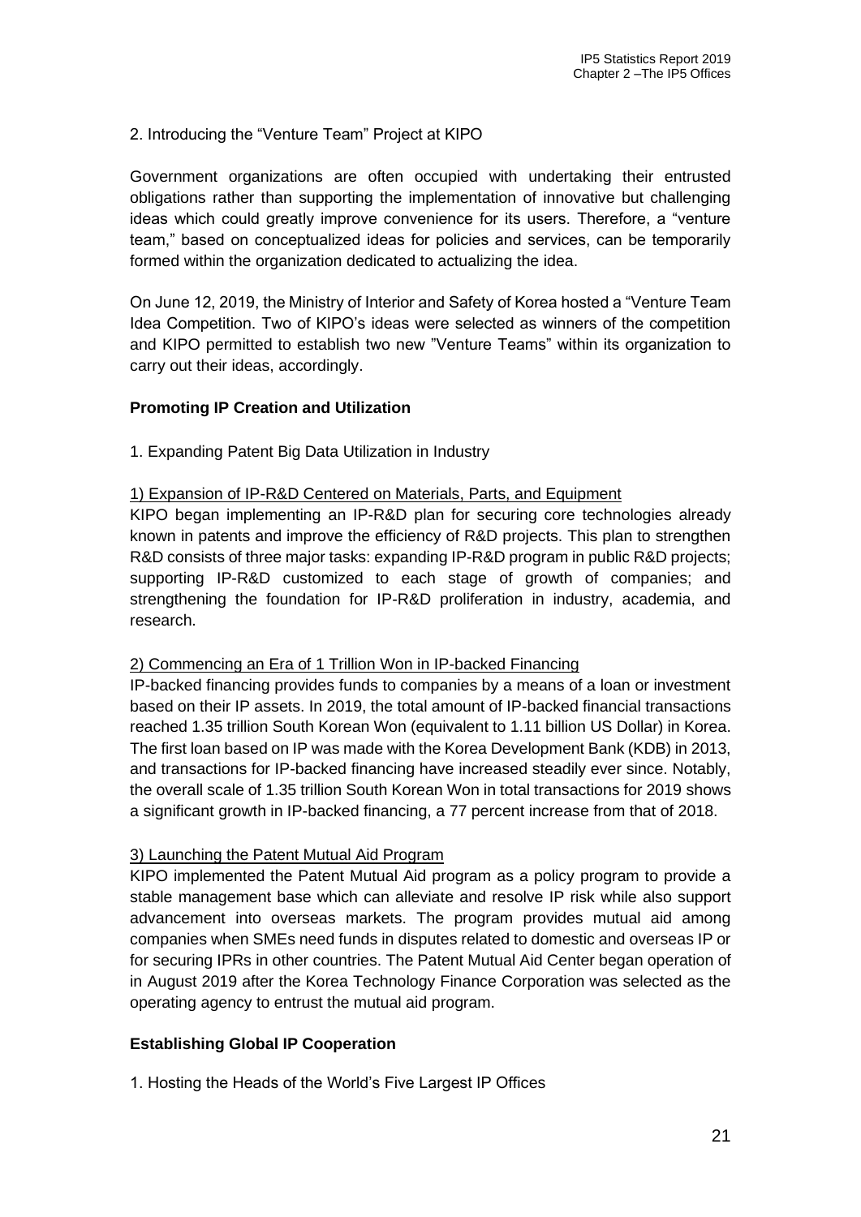2. Introducing the "Venture Team" Project at KIPO

Government organizations are often occupied with undertaking their entrusted obligations rather than supporting the implementation of innovative but challenging ideas which could greatly improve convenience for its users. Therefore, a "venture team," based on conceptualized ideas for policies and services, can be temporarily formed within the organization dedicated to actualizing the idea.

On June 12, 2019, the Ministry of Interior and Safety of Korea hosted a "Venture Team Idea Competition. Two of KIPO's ideas were selected as winners of the competition and KIPO permitted to establish two new "Venture Teams" within its organization to carry out their ideas, accordingly.

**Promoting IP Creation and Utilization**

1. Expanding Patent Big Data Utilization in Industry

1) Expansion of IP-R&D Centered on Materials, Parts, and Equipment

KIPO began implementing an IP-R&D plan for securing core technologies already known in patents and improve the efficiency of R&D projects. This plan to strengthen R&D consists of three major tasks: expanding IP-R&D program in public R&D projects; supporting IP-R&D customized to each stage of growth of companies; and strengthening the foundation for IP-R&D proliferation in industry, academia, and research.

2) Commencing an Era of 1 Trillion Won in IP-backed Financing

IP-backed financing provides funds to companies by a means of a loan or investment based on their IP assets. In 2019, the total amount of IP-backed financial transactions reached 1.35 trillion South Korean Won (equivalent to 1.11 billion US Dollar) in Korea. The first loan based on IP was made with the Korea Development Bank (KDB) in 2013, and transactions for IP-backed financing have increased steadily ever since. Notably, the overall scale of 1.35 trillion South Korean Won in total transactions for 2019 shows a significant growth in IP-backed financing, a 77 percent increase from that of 2018.

3) Launching the Patent Mutual Aid Program

KIPO implemented the Patent Mutual Aid program as a policy program to provide a stable management base which can alleviate and resolve IP risk while also support advancement into overseas markets. The program provides mutual aid among companies when SMEs need funds in disputes related to domestic and overseas IP or for securing IPRs in other countries. The Patent Mutual Aid Center began operation of in August 2019 after the Korea Technology Finance Corporation was selected as the operating agency to entrust the mutual aid program.

**Establishing Global IP Cooperation**

1. Hosting the Heads of the World's Five Largest IP Offices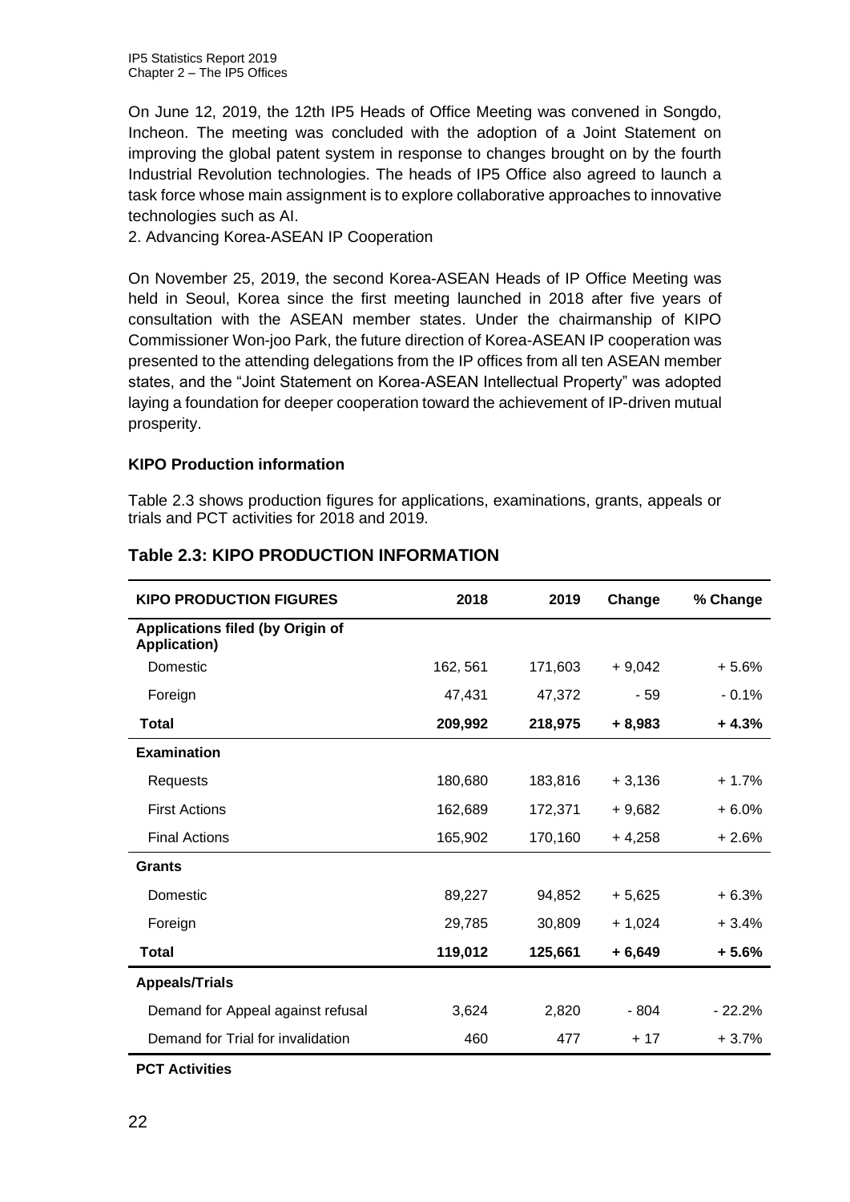On June 12, 2019, the 12th IP5 Heads of Office Meeting was convened in Songdo, Incheon. The meeting was concluded with the adoption of a Joint Statement on improving the global patent system in response to changes brought on by the fourth Industrial Revolution technologies. The heads of IP5 Office also agreed to launch a task force whose main assignment is to explore collaborative approaches to innovative technologies such as AI.

2. Advancing Korea-ASEAN IP Cooperation

On November 25, 2019, the second Korea-ASEAN Heads of IP Office Meeting was held in Seoul, Korea since the first meeting launched in 2018 after five years of consultation with the ASEAN member states. Under the chairmanship of KIPO Commissioner Won-joo Park, the future direction of Korea-ASEAN IP cooperation was presented to the attending delegations from the IP offices from all ten ASEAN member states, and the "Joint Statement on Korea-ASEAN Intellectual Property" was adopted laying a foundation for deeper cooperation toward the achievement of IP-driven mutual prosperity.

**KIPO Production information**

Table 2.3 shows production figures for applications, examinations, grants, appeals or trials and PCT activities for 2018 and 2019.

## Table 2.3: KIPO PRODUCTION INFORMATION

| KIPO PRODUCTION FIGURES | 2018 | 2019 | Change | % Change |
|---|---|---|---|---|
| **Applications filed (by Origin of Application)** | | | | |
| Domestic | 162, 561 | 171,603 | + 9,042 | + 5.6% |
| Foreign | 47,431 | 47,372 | - 59 | - 0.1% |
| **Total** | **209,992** | **218,975** | **+ 8,983** | **+ 4.3%** |
| **Examination** | | | | |
| Requests | 180,680 | 183,816 | + 3,136 | + 1.7% |
| First Actions | 162,689 | 172,371 | + 9,682 | + 6.0% |
| Final Actions | 165,902 | 170,160 | + 4,258 | + 2.6% |
| **Grants** | | | | |
| Domestic | 89,227 | 94,852 | + 5,625 | + 6.3% |
| Foreign | 29,785 | 30,809 | + 1,024 | + 3.4% |
| **Total** | **119,012** | **125,661** | **+ 6,649** | **+ 5.6%** |
| **Appeals/Trials** | | | | |
| Demand for Appeal against refusal | 3,624 | 2,820 | - 804 | - 22.2% |
| Demand for Trial for invalidation | 460 | 477 | + 17 | + 3.7% |
| **PCT Activities** | | | | |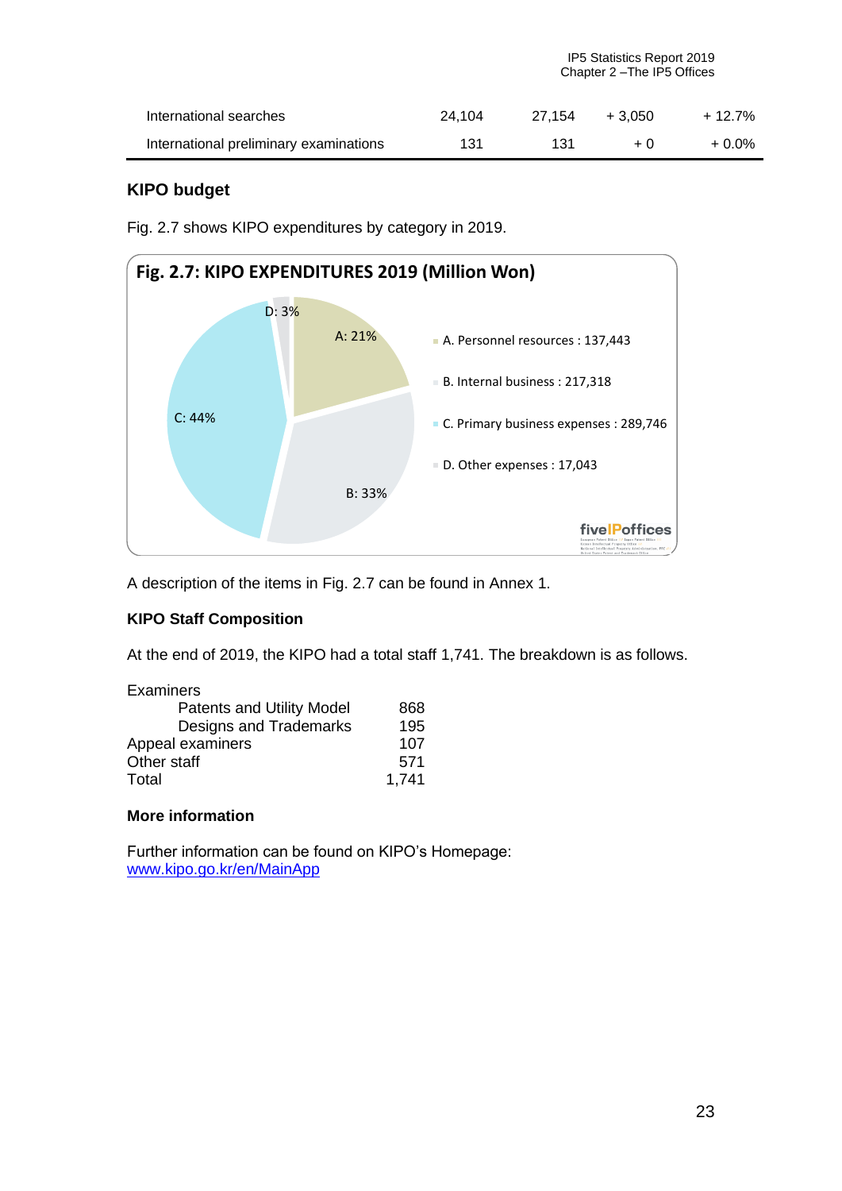| | | | | |
|---|---|---|---|---|
| International searches | 24,104 | 27,154 | + 3,050 | + 12.7% |
| International preliminary examinations | 131 | 131 | + 0 | + 0.0% |

### KIPO budget

Fig. 2.7 shows KIPO expenditures by category in 2019.

**Fig. 2.7: KIPO EXPENDITURES 2019 (Million Won)**

- A. Personnel resources : 137,443 (A: 21%)
- B. Internal business : 217,318 (B: 33%)
- C. Primary business expenses : 289,746 (C: 44%)
- D. Other expenses : 17,043 (D: 3%)

A description of the items in Fig. 2.7 can be found in Annex 1.

### KIPO Staff Composition

At the end of 2019, the KIPO had a total staff 1,741. The breakdown is as follows.

| | |
|---|---|
| Examiners | |
| Patents and Utility Model | 868 |
| Designs and Trademarks | 195 |
| Appeal examiners | 107 |
| Other staff | 571 |
| Total | 1,741 |

### More information

Further information can be found on KIPO's Homepage:
www.kipo.go.kr/en/MainApp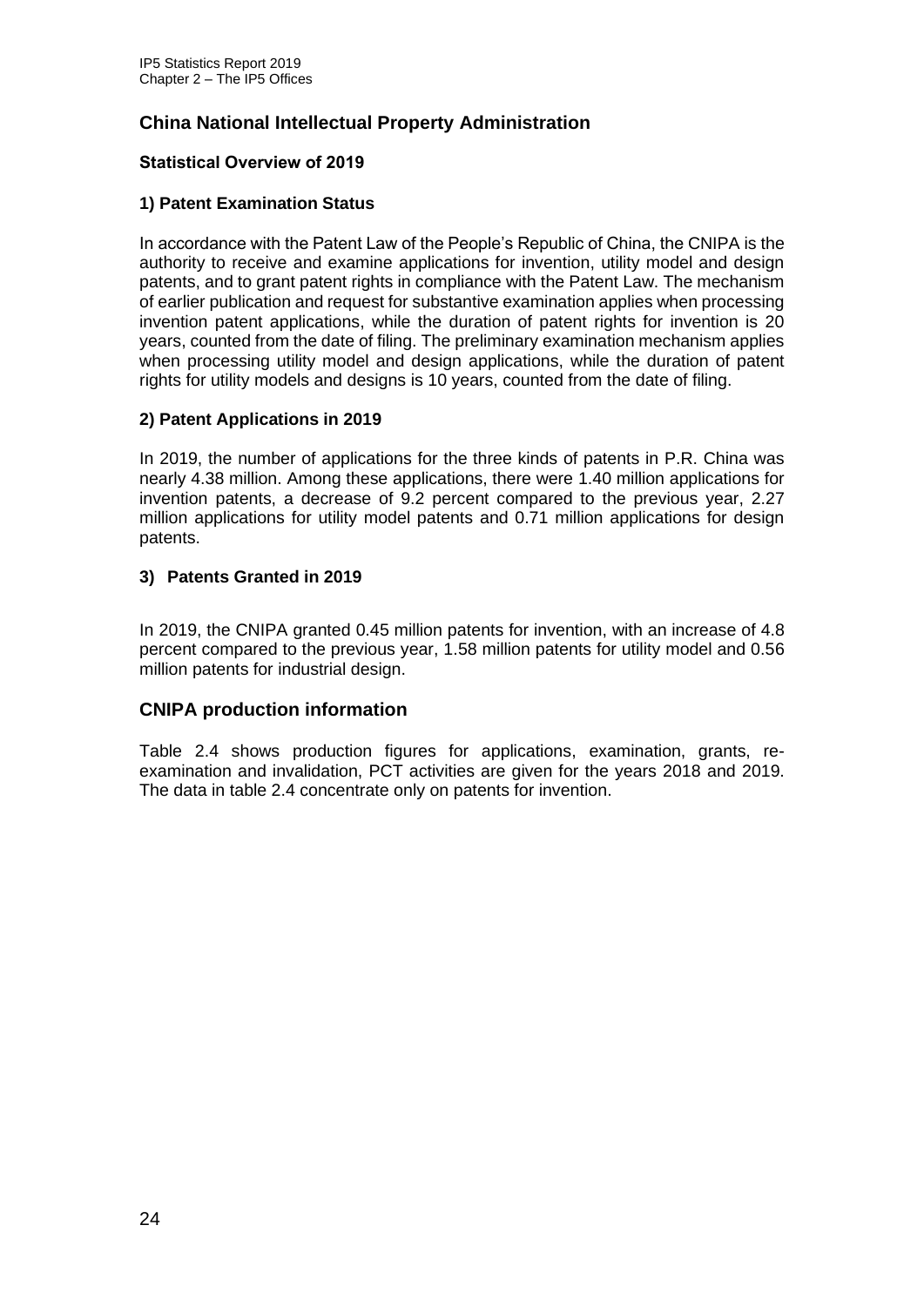## China National Intellectual Property Administration

### Statistical Overview of 2019

#### 1) Patent Examination Status

In accordance with the Patent Law of the People's Republic of China, the CNIPA is the authority to receive and examine applications for invention, utility model and design patents, and to grant patent rights in compliance with the Patent Law. The mechanism of earlier publication and request for substantive examination applies when processing invention patent applications, while the duration of patent rights for invention is 20 years, counted from the date of filing. The preliminary examination mechanism applies when processing utility model and design applications, while the duration of patent rights for utility models and designs is 10 years, counted from the date of filing.

#### 2) Patent Applications in 2019

In 2019, the number of applications for the three kinds of patents in P.R. China was nearly 4.38 million. Among these applications, there were 1.40 million applications for invention patents, a decrease of 9.2 percent compared to the previous year, 2.27 million applications for utility model patents and 0.71 million applications for design patents.

#### 3) Patents Granted in 2019

In 2019, the CNIPA granted 0.45 million patents for invention, with an increase of 4.8 percent compared to the previous year, 1.58 million patents for utility model and 0.56 million patents for industrial design.

## CNIPA production information

Table 2.4 shows production figures for applications, examination, grants, re-examination and invalidation, PCT activities are given for the years 2018 and 2019. The data in table 2.4 concentrate only on patents for invention.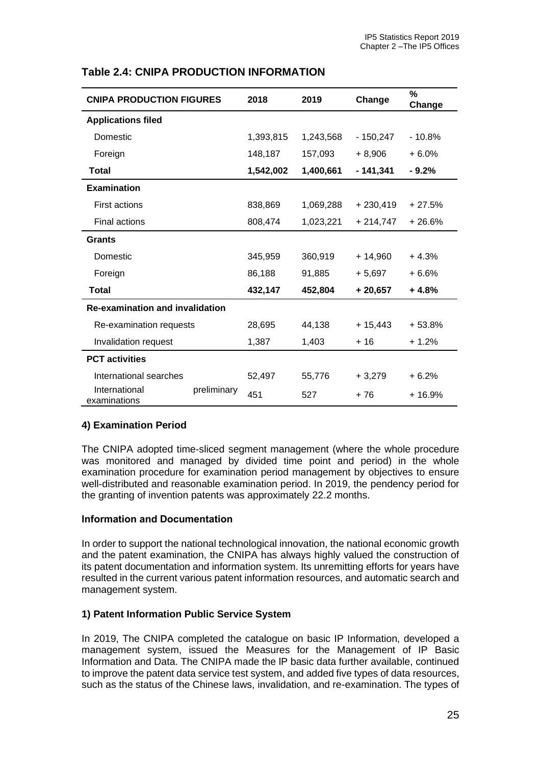## Table 2.4: CNIPA PRODUCTION INFORMATION

| CNIPA PRODUCTION FIGURES | 2018 | 2019 | Change | % Change |
|---|---|---|---|---|
| **Applications filed** | | | | |
| Domestic | 1,393,815 | 1,243,568 | - 150,247 | - 10.8% |
| Foreign | 148,187 | 157,093 | + 8,906 | + 6.0% |
| **Total** | **1,542,002** | **1,400,661** | **- 141,341** | **- 9.2%** |
| **Examination** | | | | |
| First actions | 838,869 | 1,069,288 | + 230,419 | + 27.5% |
| Final actions | 808,474 | 1,023,221 | + 214,747 | + 26.6% |
| **Grants** | | | | |
| Domestic | 345,959 | 360,919 | + 14,960 | + 4.3% |
| Foreign | 86,188 | 91,885 | + 5,697 | + 6.6% |
| **Total** | **432,147** | **452,804** | **+ 20,657** | **+ 4.8%** |
| **Re-examination and invalidation** | | | | |
| Re-examination requests | 28,695 | 44,138 | + 15,443 | + 53.8% |
| Invalidation request | 1,387 | 1,403 | + 16 | + 1.2% |
| **PCT activities** | | | | |
| International searches | 52,497 | 55,776 | + 3,279 | + 6.2% |
| International preliminary examinations | 451 | 527 | + 76 | + 16.9% |

### 4) Examination Period

The CNIPA adopted time-sliced segment management (where the whole procedure was monitored and managed by divided time point and period) in the whole examination procedure for examination period management by objectives to ensure well-distributed and reasonable examination period. In 2019, the pendency period for the granting of invention patents was approximately 22.2 months.

### Information and Documentation

In order to support the national technological innovation, the national economic growth and the patent examination, the CNIPA has always highly valued the construction of its patent documentation and information system. Its unremitting efforts for years have resulted in the current various patent information resources, and automatic search and management system.

### 1) Patent Information Public Service System

In 2019, The CNIPA completed the catalogue on basic IP Information, developed a management system, issued the Measures for the Management of IP Basic Information and Data. The CNIPA made the lP basic data further available, continued to improve the patent data service test system, and added five types of data resources, such as the status of the Chinese laws, invalidation, and re-examination. The types of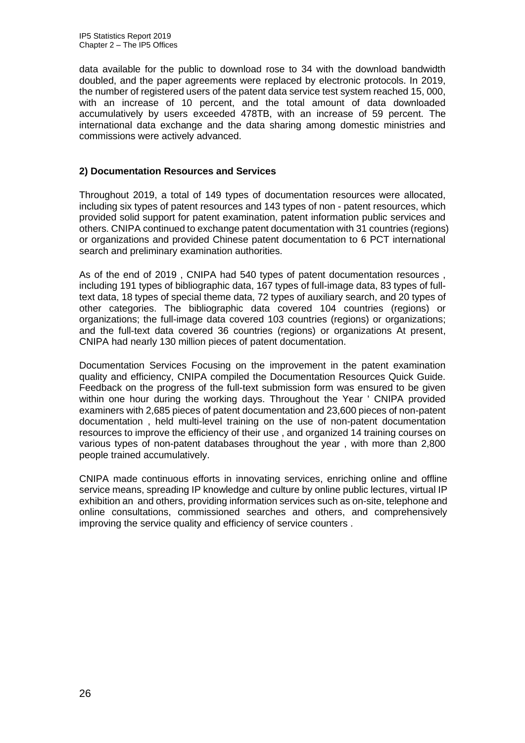data available for the public to download rose to 34 with the download bandwidth doubled, and the paper agreements were replaced by electronic protocols. In 2019, the number of registered users of the patent data service test system reached 15, 000, with an increase of 10 percent, and the total amount of data downloaded accumulatively by users exceeded 478TB, with an increase of 59 percent. The international data exchange and the data sharing among domestic ministries and commissions were actively advanced.

**2) Documentation Resources and Services**

Throughout 2019, a total of 149 types of documentation resources were allocated, including six types of patent resources and 143 types of non - patent resources, which provided solid support for patent examination, patent information public services and others. CNIPA continued to exchange patent documentation with 31 countries (regions) or organizations and provided Chinese patent documentation to 6 PCT international search and preliminary examination authorities.

As of the end of 2019 , CNIPA had 540 types of patent documentation resources , including 191 types of bibliographic data, 167 types of full-image data, 83 types of full-text data, 18 types of special theme data, 72 types of auxiliary search, and 20 types of other categories. The bibliographic data covered 104 countries (regions) or organizations; the full-image data covered 103 countries (regions) or organizations; and the full-text data covered 36 countries (regions) or organizations At present, CNIPA had nearly 130 million pieces of patent documentation.

Documentation Services Focusing on the improvement in the patent examination quality and efficiency, CNIPA compiled the Documentation Resources Quick Guide. Feedback on the progress of the full-text submission form was ensured to be given within one hour during the working days. Throughout the Year ' CNIPA provided examiners with 2,685 pieces of patent documentation and 23,600 pieces of non-patent documentation , held multi-level training on the use of non-patent documentation resources to improve the efficiency of their use , and organized 14 training courses on various types of non-patent databases throughout the year , with more than 2,800 people trained accumulatively.

CNIPA made continuous efforts in innovating services, enriching online and offline service means, spreading IP knowledge and culture by online public lectures, virtual IP exhibition an and others, providing information services such as on-site, telephone and online consultations, commissioned searches and others, and comprehensively improving the service quality and efficiency of service counters .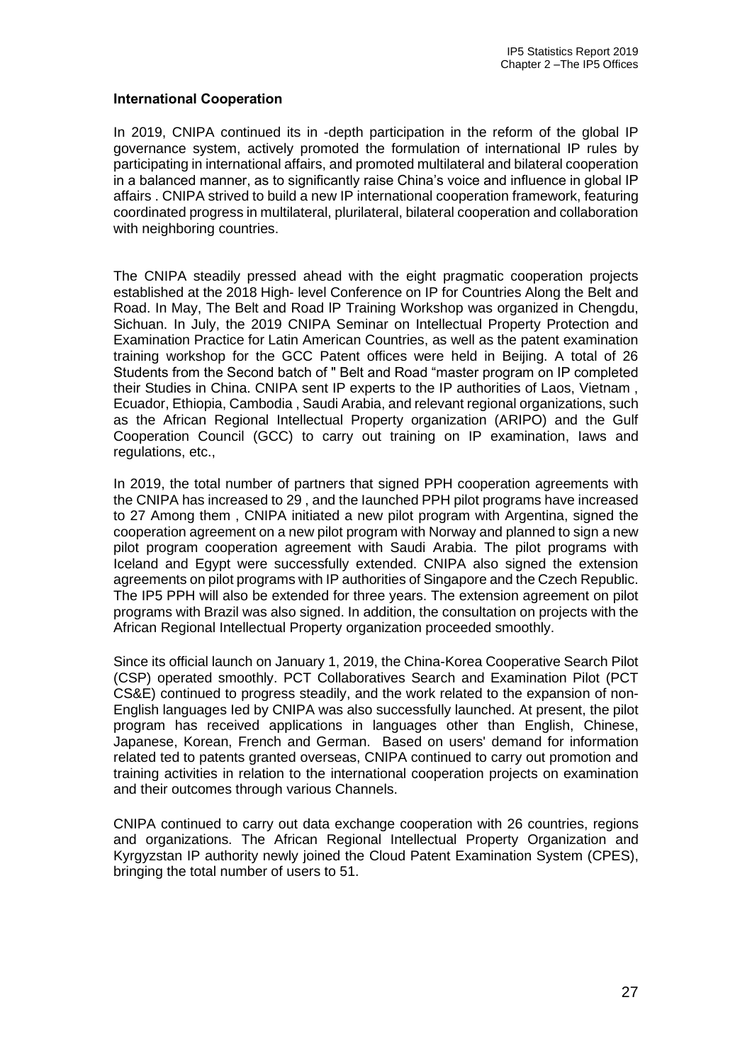**International Cooperation**

In 2019, CNIPA continued its in -depth participation in the reform of the global IP governance system, actively promoted the formulation of international IP rules by participating in international affairs, and promoted multilateral and bilateral cooperation in a balanced manner, as to significantly raise China's voice and influence in global IP affairs . CNIPA strived to build a new IP international cooperation framework, featuring coordinated progress in multilateral, plurilateral, bilateral cooperation and collaboration with neighboring countries.

The CNIPA steadily pressed ahead with the eight pragmatic cooperation projects established at the 2018 High- level Conference on IP for Countries Along the Belt and Road. In May, The Belt and Road IP Training Workshop was organized in Chengdu, Sichuan. In July, the 2019 CNIPA Seminar on Intellectual Property Protection and Examination Practice for Latin American Countries, as well as the patent examination training workshop for the GCC Patent offices were held in Beijing. A total of 26 Students from the Second batch of " Belt and Road "master program on IP completed their Studies in China. CNIPA sent IP experts to the IP authorities of Laos, Vietnam , Ecuador, Ethiopia, Cambodia , Saudi Arabia, and relevant regional organizations, such as the African Regional Intellectual Property organization (ARIPO) and the Gulf Cooperation Council (GCC) to carry out training on IP examination, laws and regulations, etc.,

In 2019, the total number of partners that signed PPH cooperation agreements with the CNIPA has increased to 29 , and the launched PPH pilot programs have increased to 27 Among them , CNIPA initiated a new pilot program with Argentina, signed the cooperation agreement on a new pilot program with Norway and planned to sign a new pilot program cooperation agreement with Saudi Arabia. The pilot programs with Iceland and Egypt were successfully extended. CNIPA also signed the extension agreements on pilot programs with IP authorities of Singapore and the Czech Republic. The IP5 PPH will also be extended for three years. The extension agreement on pilot programs with Brazil was also signed. In addition, the consultation on projects with the African Regional Intellectual Property organization proceeded smoothly.

Since its official launch on January 1, 2019, the China-Korea Cooperative Search Pilot (CSP) operated smoothly. PCT Collaboratives Search and Examination Pilot (PCT CS&E) continued to progress steadily, and the work related to the expansion of non-English languages led by CNIPA was also successfully launched. At present, the pilot program has received applications in languages other than English, Chinese, Japanese, Korean, French and German. Based on users' demand for information related ted to patents granted overseas, CNIPA continued to carry out promotion and training activities in relation to the international cooperation projects on examination and their outcomes through various Channels.

CNIPA continued to carry out data exchange cooperation with 26 countries, regions and organizations. The African Regional Intellectual Property Organization and Kyrgyzstan IP authority newly joined the Cloud Patent Examination System (CPES), bringing the total number of users to 51.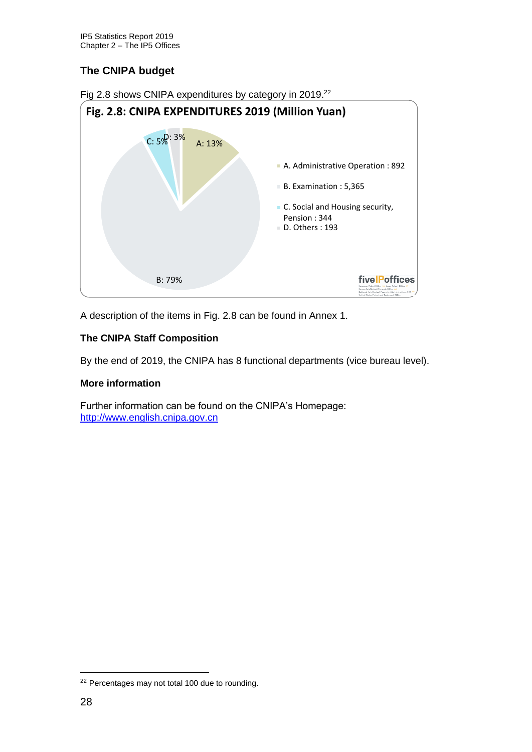### The CNIPA budget

Fig 2.8 shows CNIPA expenditures by category in 2019.[22]

**Fig. 2.8: CNIPA EXPENDITURES 2019 (Million Yuan)**

| Category | Amount | Share |
|---|---|---|
| A. Administrative Operation | 892 | 13% |
| B. Examination | 5,365 | 79% |
| C. Social and Housing security, Pension | 344 | 5% |
| D. Others | 193 | 3% |

A description of the items in Fig. 2.8 can be found in Annex 1.

### The CNIPA Staff Composition

By the end of 2019, the CNIPA has 8 functional departments (vice bureau level).

### More information

Further information can be found on the CNIPA's Homepage: [http://www.english.cnipa.gov.cn](http://www.english.cnipa.gov.cn)

[22] Percentages may not total 100 due to rounding.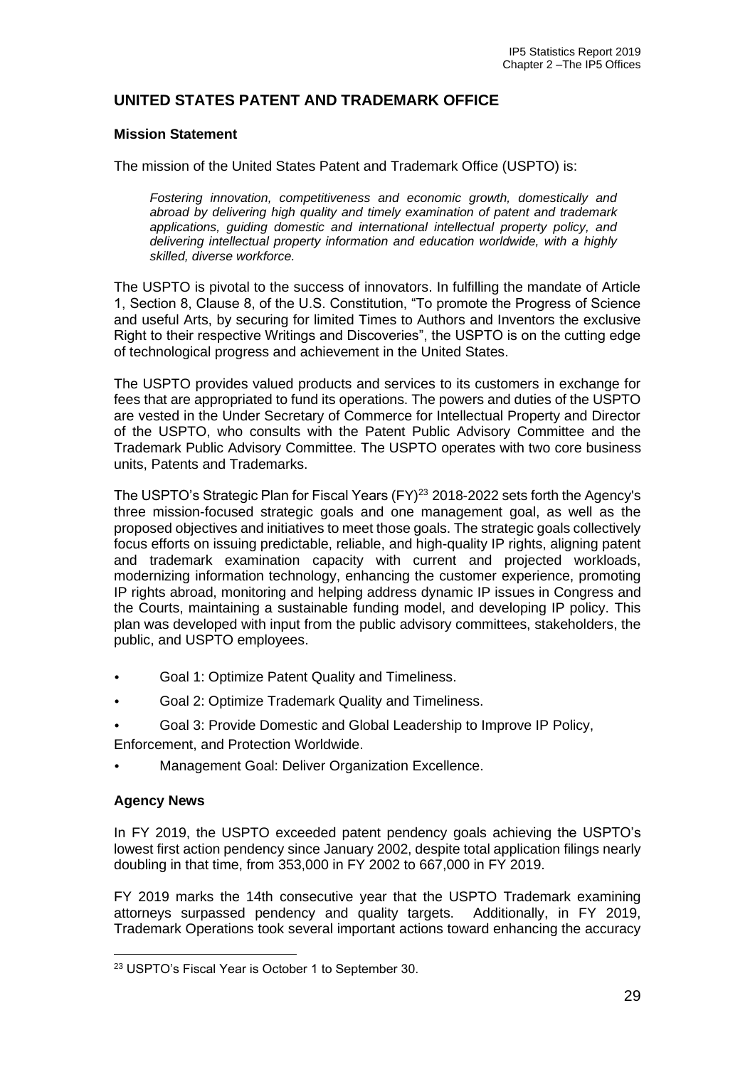## UNITED STATES PATENT AND TRADEMARK OFFICE

### Mission Statement

The mission of the United States Patent and Trademark Office (USPTO) is:

> *Fostering innovation, competitiveness and economic growth, domestically and abroad by delivering high quality and timely examination of patent and trademark applications, guiding domestic and international intellectual property policy, and delivering intellectual property information and education worldwide, with a highly skilled, diverse workforce.*

The USPTO is pivotal to the success of innovators. In fulfilling the mandate of Article 1, Section 8, Clause 8, of the U.S. Constitution, "To promote the Progress of Science and useful Arts, by securing for limited Times to Authors and Inventors the exclusive Right to their respective Writings and Discoveries", the USPTO is on the cutting edge of technological progress and achievement in the United States.

The USPTO provides valued products and services to its customers in exchange for fees that are appropriated to fund its operations. The powers and duties of the USPTO are vested in the Under Secretary of Commerce for Intellectual Property and Director of the USPTO, who consults with the Patent Public Advisory Committee and the Trademark Public Advisory Committee. The USPTO operates with two core business units, Patents and Trademarks.

The USPTO's Strategic Plan for Fiscal Years (FY)[23] 2018-2022 sets forth the Agency's three mission-focused strategic goals and one management goal, as well as the proposed objectives and initiatives to meet those goals. The strategic goals collectively focus efforts on issuing predictable, reliable, and high-quality IP rights, aligning patent and trademark examination capacity with current and projected workloads, modernizing information technology, enhancing the customer experience, promoting IP rights abroad, monitoring and helping address dynamic IP issues in Congress and the Courts, maintaining a sustainable funding model, and developing IP policy. This plan was developed with input from the public advisory committees, stakeholders, the public, and USPTO employees.

- Goal 1: Optimize Patent Quality and Timeliness.
- Goal 2: Optimize Trademark Quality and Timeliness.
- Goal 3: Provide Domestic and Global Leadership to Improve IP Policy, Enforcement, and Protection Worldwide.
- Management Goal: Deliver Organization Excellence.

### Agency News

In FY 2019, the USPTO exceeded patent pendency goals achieving the USPTO's lowest first action pendency since January 2002, despite total application filings nearly doubling in that time, from 353,000 in FY 2002 to 667,000 in FY 2019.

FY 2019 marks the 14th consecutive year that the USPTO Trademark examining attorneys surpassed pendency and quality targets. Additionally, in FY 2019, Trademark Operations took several important actions toward enhancing the accuracy

[23] USPTO's Fiscal Year is October 1 to September 30.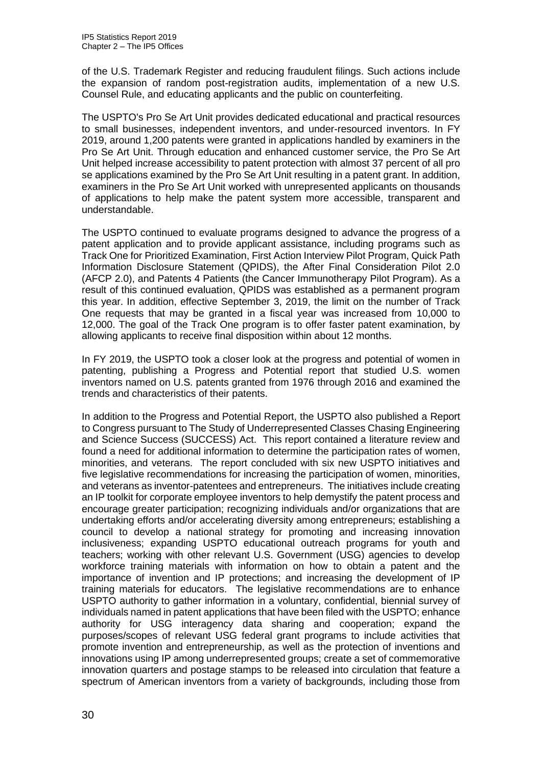of the U.S. Trademark Register and reducing fraudulent filings. Such actions include the expansion of random post-registration audits, implementation of a new U.S. Counsel Rule, and educating applicants and the public on counterfeiting.

The USPTO's Pro Se Art Unit provides dedicated educational and practical resources to small businesses, independent inventors, and under-resourced inventors. In FY 2019, around 1,200 patents were granted in applications handled by examiners in the Pro Se Art Unit. Through education and enhanced customer service, the Pro Se Art Unit helped increase accessibility to patent protection with almost 37 percent of all pro se applications examined by the Pro Se Art Unit resulting in a patent grant. In addition, examiners in the Pro Se Art Unit worked with unrepresented applicants on thousands of applications to help make the patent system more accessible, transparent and understandable.

The USPTO continued to evaluate programs designed to advance the progress of a patent application and to provide applicant assistance, including programs such as Track One for Prioritized Examination, First Action Interview Pilot Program, Quick Path Information Disclosure Statement (QPIDS), the After Final Consideration Pilot 2.0 (AFCP 2.0), and Patents 4 Patients (the Cancer Immunotherapy Pilot Program). As a result of this continued evaluation, QPIDS was established as a permanent program this year. In addition, effective September 3, 2019, the limit on the number of Track One requests that may be granted in a fiscal year was increased from 10,000 to 12,000. The goal of the Track One program is to offer faster patent examination, by allowing applicants to receive final disposition within about 12 months.

In FY 2019, the USPTO took a closer look at the progress and potential of women in patenting, publishing a Progress and Potential report that studied U.S. women inventors named on U.S. patents granted from 1976 through 2016 and examined the trends and characteristics of their patents.

In addition to the Progress and Potential Report, the USPTO also published a Report to Congress pursuant to The Study of Underrepresented Classes Chasing Engineering and Science Success (SUCCESS) Act. This report contained a literature review and found a need for additional information to determine the participation rates of women, minorities, and veterans. The report concluded with six new USPTO initiatives and five legislative recommendations for increasing the participation of women, minorities, and veterans as inventor-patentees and entrepreneurs. The initiatives include creating an IP toolkit for corporate employee inventors to help demystify the patent process and encourage greater participation; recognizing individuals and/or organizations that are undertaking efforts and/or accelerating diversity among entrepreneurs; establishing a council to develop a national strategy for promoting and increasing innovation inclusiveness; expanding USPTO educational outreach programs for youth and teachers; working with other relevant U.S. Government (USG) agencies to develop workforce training materials with information on how to obtain a patent and the importance of invention and IP protections; and increasing the development of IP training materials for educators. The legislative recommendations are to enhance USPTO authority to gather information in a voluntary, confidential, biennial survey of individuals named in patent applications that have been filed with the USPTO; enhance authority for USG interagency data sharing and cooperation; expand the purposes/scopes of relevant USG federal grant programs to include activities that promote invention and entrepreneurship, as well as the protection of inventions and innovations using IP among underrepresented groups; create a set of commemorative innovation quarters and postage stamps to be released into circulation that feature a spectrum of American inventors from a variety of backgrounds, including those from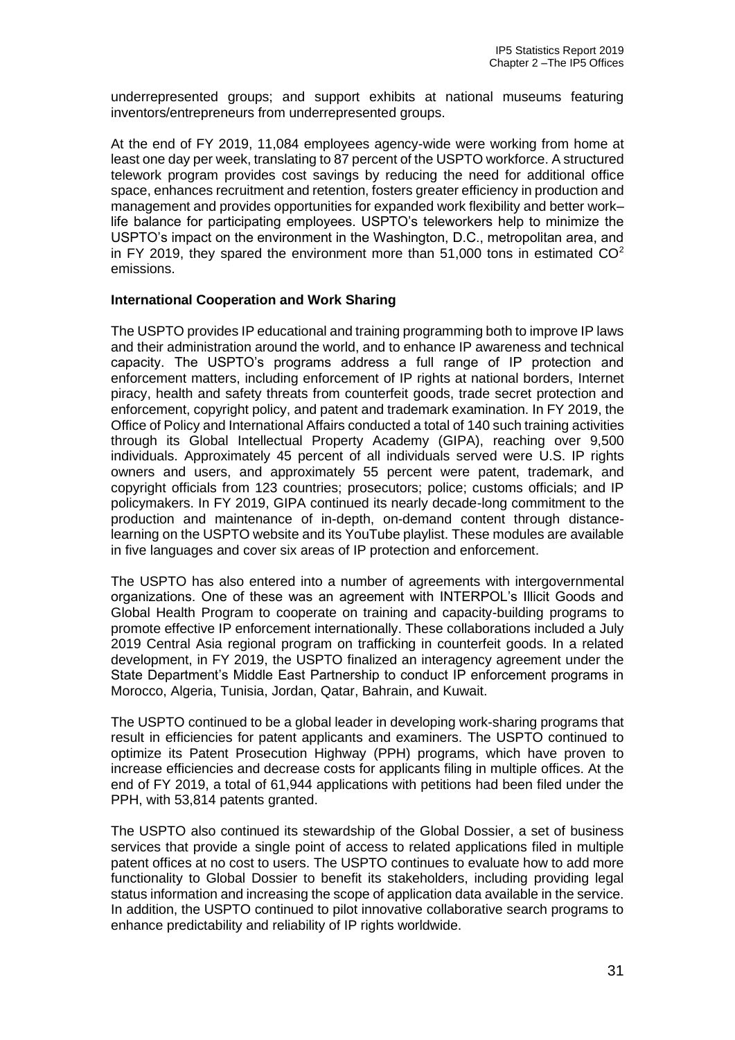underrepresented groups; and support exhibits at national museums featuring inventors/entrepreneurs from underrepresented groups.

At the end of FY 2019, 11,084 employees agency-wide were working from home at least one day per week, translating to 87 percent of the USPTO workforce. A structured telework program provides cost savings by reducing the need for additional office space, enhances recruitment and retention, fosters greater efficiency in production and management and provides opportunities for expanded work flexibility and better work–life balance for participating employees. USPTO's teleworkers help to minimize the USPTO's impact on the environment in the Washington, D.C., metropolitan area, and in FY 2019, they spared the environment more than 51,000 tons in estimated $CO^2$ emissions.

**International Cooperation and Work Sharing**

The USPTO provides IP educational and training programming both to improve IP laws and their administration around the world, and to enhance IP awareness and technical capacity. The USPTO's programs address a full range of IP protection and enforcement matters, including enforcement of IP rights at national borders, Internet piracy, health and safety threats from counterfeit goods, trade secret protection and enforcement, copyright policy, and patent and trademark examination. In FY 2019, the Office of Policy and International Affairs conducted a total of 140 such training activities through its Global Intellectual Property Academy (GIPA), reaching over 9,500 individuals. Approximately 45 percent of all individuals served were U.S. IP rights owners and users, and approximately 55 percent were patent, trademark, and copyright officials from 123 countries; prosecutors; police; customs officials; and IP policymakers. In FY 2019, GIPA continued its nearly decade-long commitment to the production and maintenance of in-depth, on-demand content through distance-learning on the USPTO website and its YouTube playlist. These modules are available in five languages and cover six areas of IP protection and enforcement.

The USPTO has also entered into a number of agreements with intergovernmental organizations. One of these was an agreement with INTERPOL's Illicit Goods and Global Health Program to cooperate on training and capacity-building programs to promote effective IP enforcement internationally. These collaborations included a July 2019 Central Asia regional program on trafficking in counterfeit goods. In a related development, in FY 2019, the USPTO finalized an interagency agreement under the State Department's Middle East Partnership to conduct IP enforcement programs in Morocco, Algeria, Tunisia, Jordan, Qatar, Bahrain, and Kuwait.

The USPTO continued to be a global leader in developing work-sharing programs that result in efficiencies for patent applicants and examiners. The USPTO continued to optimize its Patent Prosecution Highway (PPH) programs, which have proven to increase efficiencies and decrease costs for applicants filing in multiple offices. At the end of FY 2019, a total of 61,944 applications with petitions had been filed under the PPH, with 53,814 patents granted.

The USPTO also continued its stewardship of the Global Dossier, a set of business services that provide a single point of access to related applications filed in multiple patent offices at no cost to users. The USPTO continues to evaluate how to add more functionality to Global Dossier to benefit its stakeholders, including providing legal status information and increasing the scope of application data available in the service. In addition, the USPTO continued to pilot innovative collaborative search programs to enhance predictability and reliability of IP rights worldwide.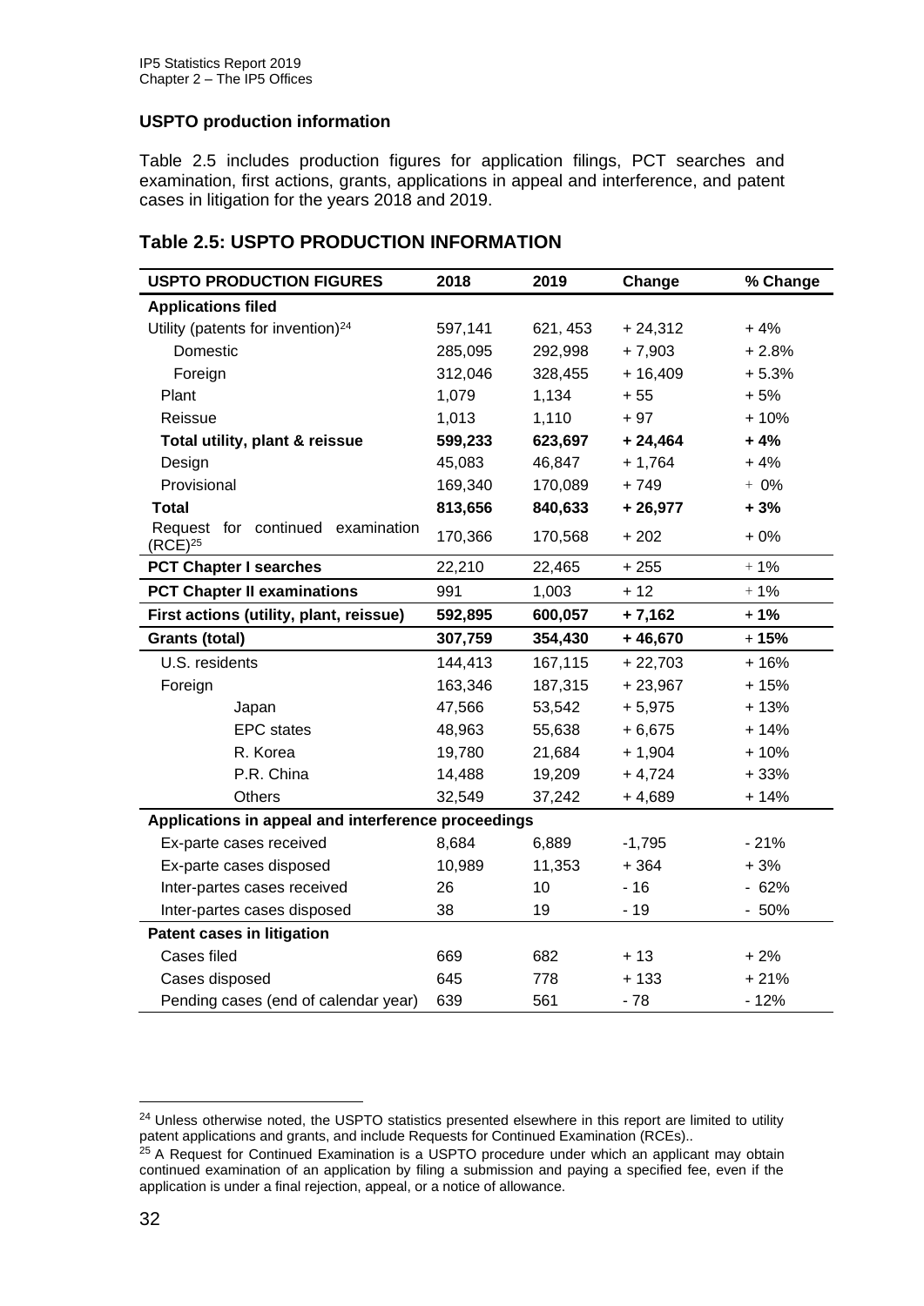### USPTO production information

Table 2.5 includes production figures for application filings, PCT searches and examination, first actions, grants, applications in appeal and interference, and patent cases in litigation for the years 2018 and 2019.

## Table 2.5: USPTO PRODUCTION INFORMATION

| USPTO PRODUCTION FIGURES | 2018 | 2019 | Change | % Change |
|---|---|---|---|---|
| **Applications filed** | | | | |
| Utility (patents for invention)[24] | 597,141 | 621, 453 | + 24,312 | + 4% |
| Domestic | 285,095 | 292,998 | + 7,903 | + 2.8% |
| Foreign | 312,046 | 328,455 | + 16,409 | + 5.3% |
| Plant | 1,079 | 1,134 | + 55 | + 5% |
| Reissue | 1,013 | 1,110 | + 97 | + 10% |
| **Total utility, plant & reissue** | **599,233** | **623,697** | **+ 24,464** | **+ 4%** |
| Design | 45,083 | 46,847 | + 1,764 | + 4% |
| Provisional | 169,340 | 170,089 | + 749 | + 0% |
| **Total** | **813,656** | **840,633** | **+ 26,977** | **+ 3%** |
| Request for continued examination (RCE)[25] | 170,366 | 170,568 | + 202 | + 0% |
| **PCT Chapter I searches** | 22,210 | 22,465 | + 255 | + 1% |
| **PCT Chapter II examinations** | 991 | 1,003 | + 12 | + 1% |
| **First actions (utility, plant, reissue)** | **592,895** | **600,057** | **+ 7,162** | **+ 1%** |
| **Grants (total)** | **307,759** | **354,430** | **+ 46,670** | **+ 15%** |
| U.S. residents | 144,413 | 167,115 | + 22,703 | + 16% |
| Foreign | 163,346 | 187,315 | + 23,967 | + 15% |
| Japan | 47,566 | 53,542 | + 5,975 | + 13% |
| EPC states | 48,963 | 55,638 | + 6,675 | + 14% |
| R. Korea | 19,780 | 21,684 | + 1,904 | + 10% |
| P.R. China | 14,488 | 19,209 | + 4,724 | + 33% |
| Others | 32,549 | 37,242 | + 4,689 | + 14% |
| **Applications in appeal and interference proceedings** | | | | |
| Ex-parte cases received | 8,684 | 6,889 | -1,795 | - 21% |
| Ex-parte cases disposed | 10,989 | 11,353 | + 364 | + 3% |
| Inter-partes cases received | 26 | 10 | - 16 | - 62% |
| Inter-partes cases disposed | 38 | 19 | - 19 | - 50% |
| **Patent cases in litigation** | | | | |
| Cases filed | 669 | 682 | + 13 | + 2% |
| Cases disposed | 645 | 778 | + 133 | + 21% |
| Pending cases (end of calendar year) | 639 | 561 | - 78 | - 12% |

[24] Unless otherwise noted, the USPTO statistics presented elsewhere in this report are limited to utility patent applications and grants, and include Requests for Continued Examination (RCEs)..

[25] A Request for Continued Examination is a USPTO procedure under which an applicant may obtain continued examination of an application by filing a submission and paying a specified fee, even if the application is under a final rejection, appeal, or a notice of allowance.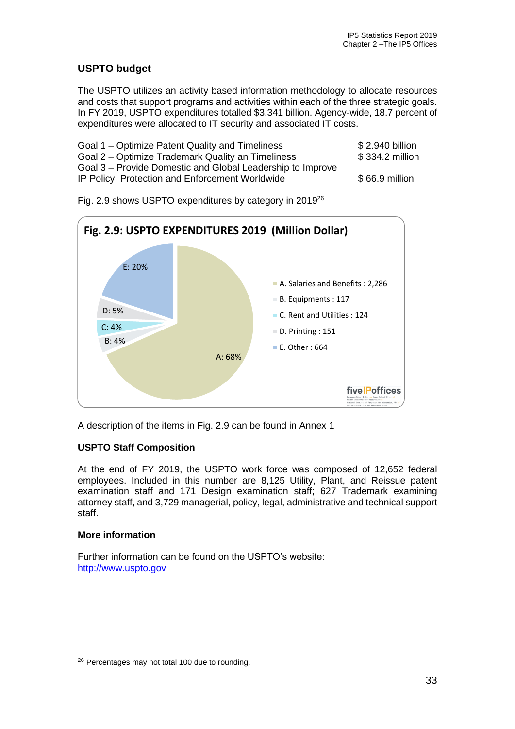## USPTO budget

The USPTO utilizes an activity based information methodology to allocate resources and costs that support programs and activities within each of the three strategic goals. In FY 2019, USPTO expenditures totalled \$3.341 billion. Agency-wide, 18.7 percent of expenditures were allocated to IT security and associated IT costs.

| | |
|---|---|
| Goal 1 – Optimize Patent Quality and Timeliness | \$ 2.940 billion |
| Goal 2 – Optimize Trademark Quality an Timeliness | \$ 334.2 million |
| Goal 3 – Provide Domestic and Global Leadership to Improve IP Policy, Protection and Enforcement Worldwide | \$ 66.9 million |

Fig. 2.9 shows USPTO expenditures by category in 2019[26]

**Fig. 2.9: USPTO EXPENDITURES 2019 (Million Dollar)**

E: 20%
D: 5%
C: 4%
B: 4%
A: 68%

A. Salaries and Benefits : 2,286
B. Equipments : 117
C. Rent and Utilities : 124
D. Printing : 151
E. Other : 664

fiveIPoffices

A description of the items in Fig. 2.9 can be found in Annex 1

### USPTO Staff Composition

At the end of FY 2019, the USPTO work force was composed of 12,652 federal employees. Included in this number are 8,125 Utility, Plant, and Reissue patent examination staff and 171 Design examination staff; 627 Trademark examining attorney staff, and 3,729 managerial, policy, legal, administrative and technical support staff.

### More information

Further information can be found on the USPTO's website:
http://www.uspto.gov

[26] Percentages may not total 100 due to rounding.